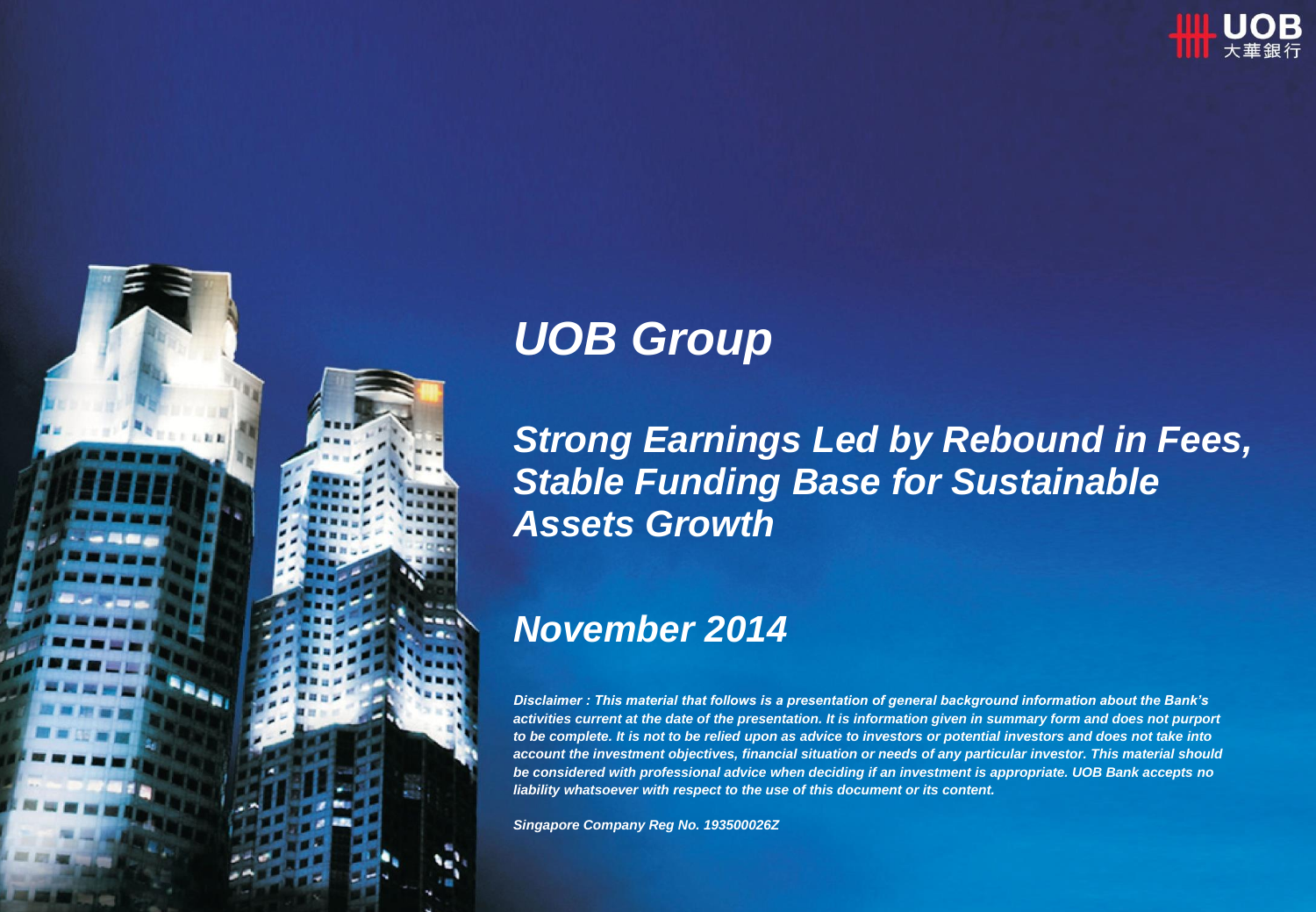# *UOB Group*

## *Strong Earnings Led by Rebound in Fees, Stable Funding Base for Sustainable Assets Growth*

## *November 2014*

***Disclaimer : This material that follows is a presentation of general background information about the Bank's activities current at the date of the presentation. It is information given in summary form and does not purport to be complete. It is not to be relied upon as advice to investors or potential investors and does not take into account the investment objectives, financial situation or needs of any particular investor. This material should be considered with professional advice when deciding if an investment is appropriate. UOB Bank accepts no liability whatsoever with respect to the use of this document or its content.***

***Singapore Company Reg No. 193500026Z***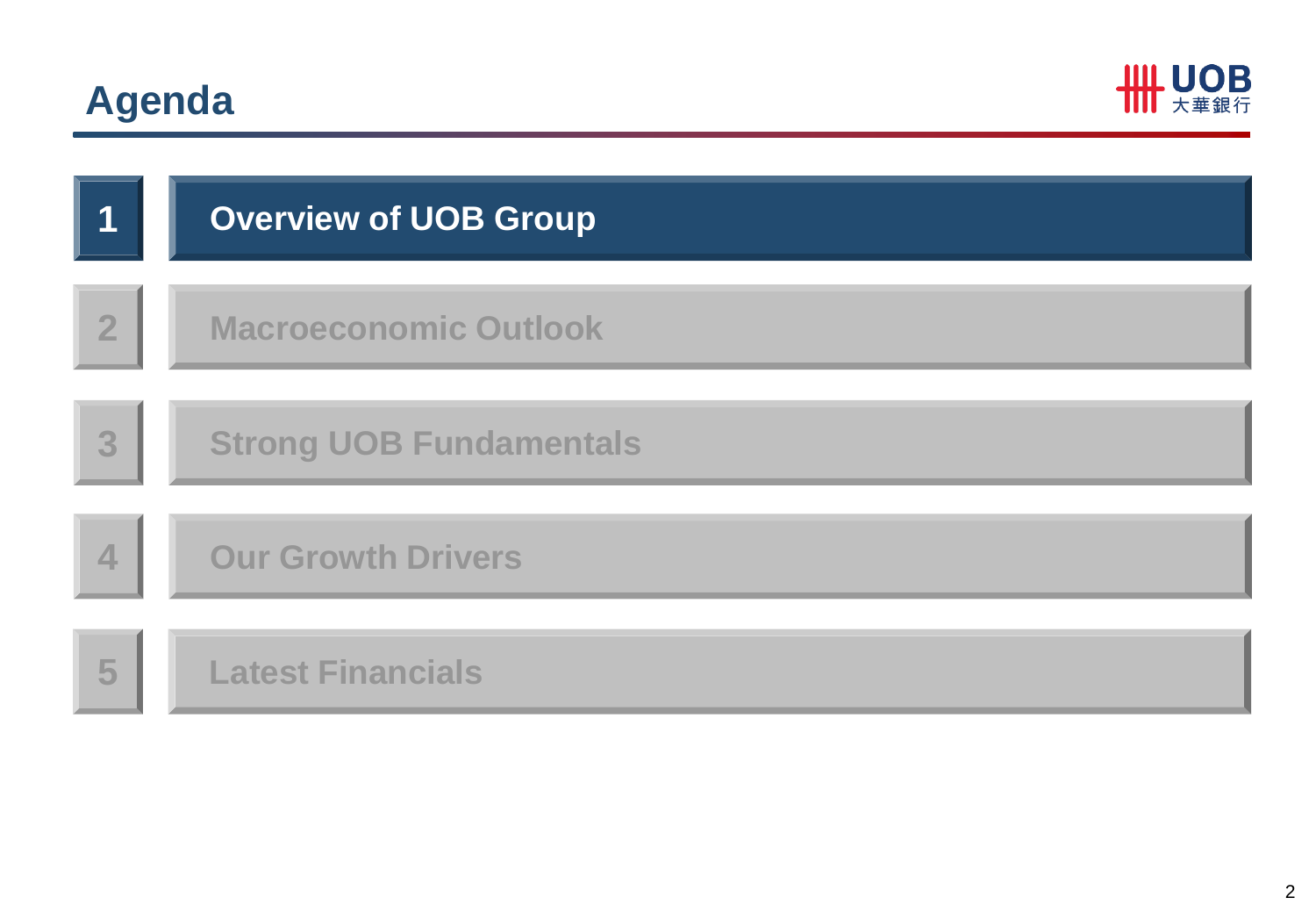# Agenda

1. **Overview of UOB Group**
2. Macroeconomic Outlook
3. Strong UOB Fundamentals
4. Our Growth Drivers
5. Latest Financials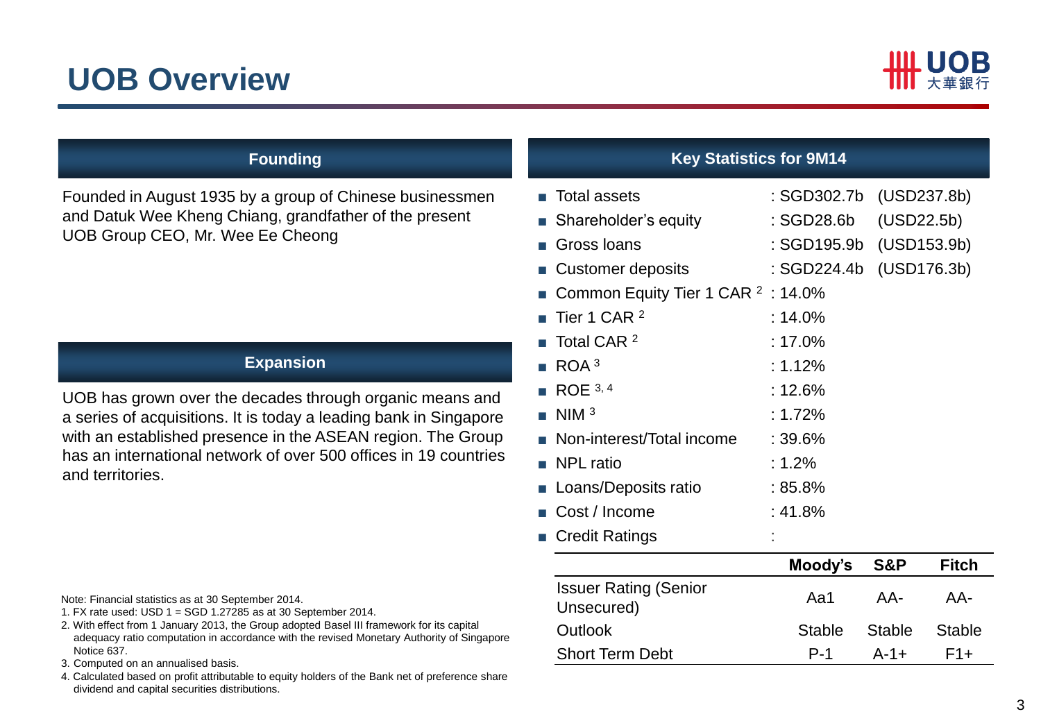# UOB Overview

## Founding

Founded in August 1935 by a group of Chinese businessmen and Datuk Wee Kheng Chiang, grandfather of the present UOB Group CEO, Mr. Wee Ee Cheong

## Expansion

UOB has grown over the decades through organic means and a series of acquisitions. It is today a leading bank in Singapore with an established presence in the ASEAN region. The Group has an international network of over 500 offices in 19 countries and territories.

## Key Statistics for 9M14

- Total assets : SGD302.7b (USD237.8b)
- Shareholder's equity : SGD28.6b (USD22.5b)
- Gross loans : SGD195.9b (USD153.9b)
- Customer deposits : SGD224.4b (USD176.3b)
- Common Equity Tier 1 CAR [2] : 14.0%
- Tier 1 CAR [2] : 14.0%
- Total CAR [2] : 17.0%
- ROA [3] : 1.12%
- ROE [3, 4] : 12.6%
- NIM [3] : 1.72%
- Non-interest/Total income : 39.6%
- NPL ratio : 1.2%
- Loans/Deposits ratio : 85.8%
- Cost / Income : 41.8%
- Credit Ratings :

| | Moody's | S&P | Fitch |
|---|---|---|---|
| Issuer Rating (Senior Unsecured) | Aa1 | AA- | AA- |
| Outlook | Stable | Stable | Stable |
| Short Term Debt | P-1 | A-1+ | F1+ |

Note: Financial statistics as at 30 September 2014.

1. FX rate used: USD 1 = SGD 1.27285 as at 30 September 2014.
2. With effect from 1 January 2013, the Group adopted Basel III framework for its capital adequacy ratio computation in accordance with the revised Monetary Authority of Singapore Notice 637.
3. Computed on an annualised basis.
4. Calculated based on profit attributable to equity holders of the Bank net of preference share dividend and capital securities distributions.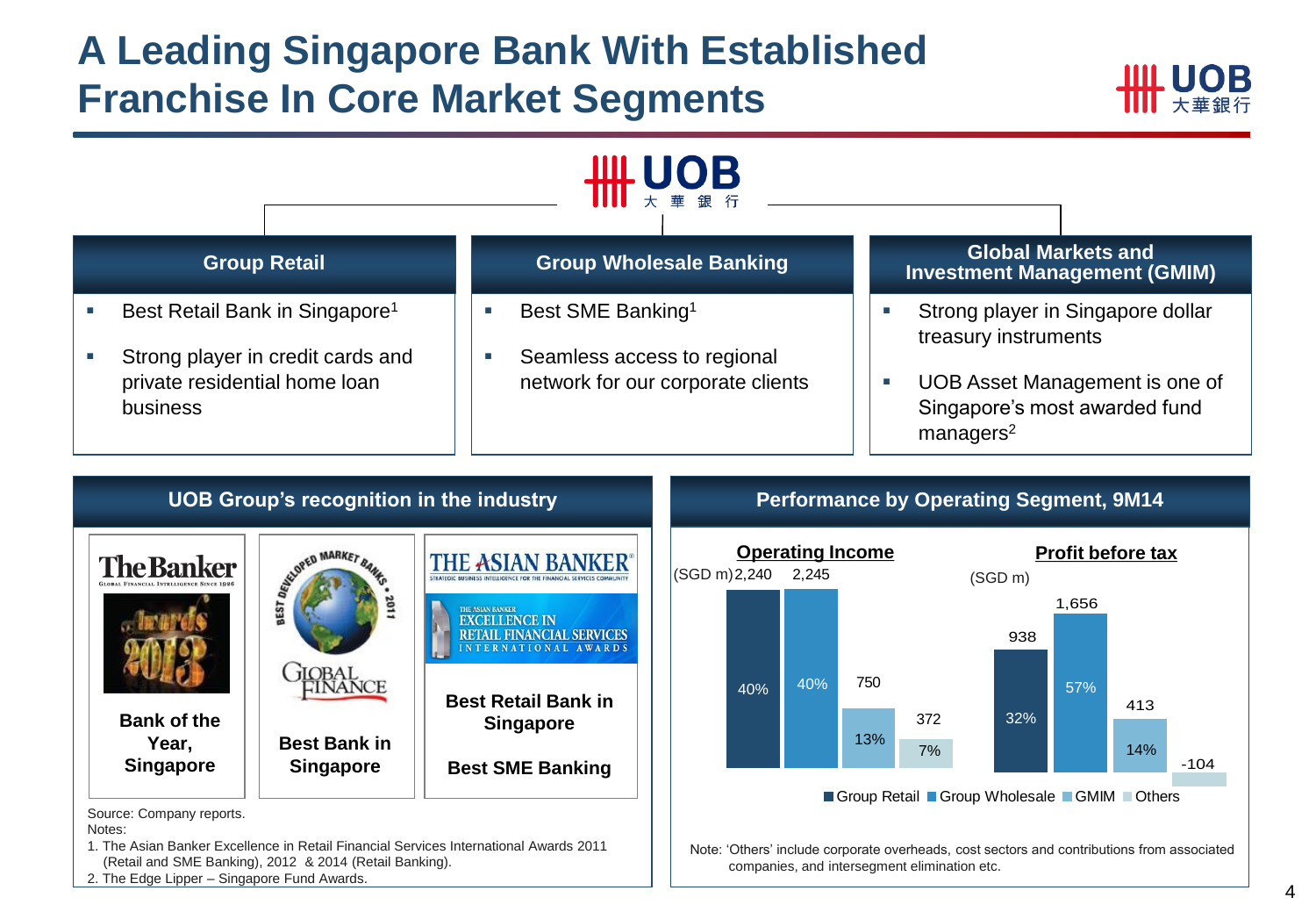# A Leading Singapore Bank With Established Franchise In Core Market Segments

UOB 大華銀行

## Group Retail

- Best Retail Bank in Singapore[1]
- Strong player in credit cards and private residential home loan business

## Group Wholesale Banking

- Best SME Banking[1]
- Seamless access to regional network for our corporate clients

## Global Markets and Investment Management (GMIM)

- Strong player in Singapore dollar treasury instruments
- UOB Asset Management is one of Singapore's most awarded fund managers[2]

## UOB Group's recognition in the industry

| The Banker – Awards 2013 | Global Finance – Best Developed Market Banks 2011 | The Asian Banker – Excellence in Retail Financial Services International Awards |
|---|---|---|
| Bank of the Year, Singapore | Best Bank in Singapore | Best Retail Bank in Singapore; Best SME Banking |

Source: Company reports.

Notes:

1. The Asian Banker Excellence in Retail Financial Services International Awards 2011 (Retail and SME Banking), 2012 & 2014 (Retail Banking).
2. The Edge Lipper – Singapore Fund Awards.

## Performance by Operating Segment, 9M14

| Segment | Operating Income (SGD m) | Share | Profit before tax (SGD m) | Share |
|---|---|---|---|---|
| Group Retail | 2,240 | 40% | 938 | 32% |
| Group Wholesale | 2,245 | 40% | 1,656 | 57% |
| GMIM | 750 | 13% | 413 | 14% |
| Others | 372 | 7% | -104 | |

Note: 'Others' include corporate overheads, cost sectors and contributions from associated companies, and intersegment elimination etc.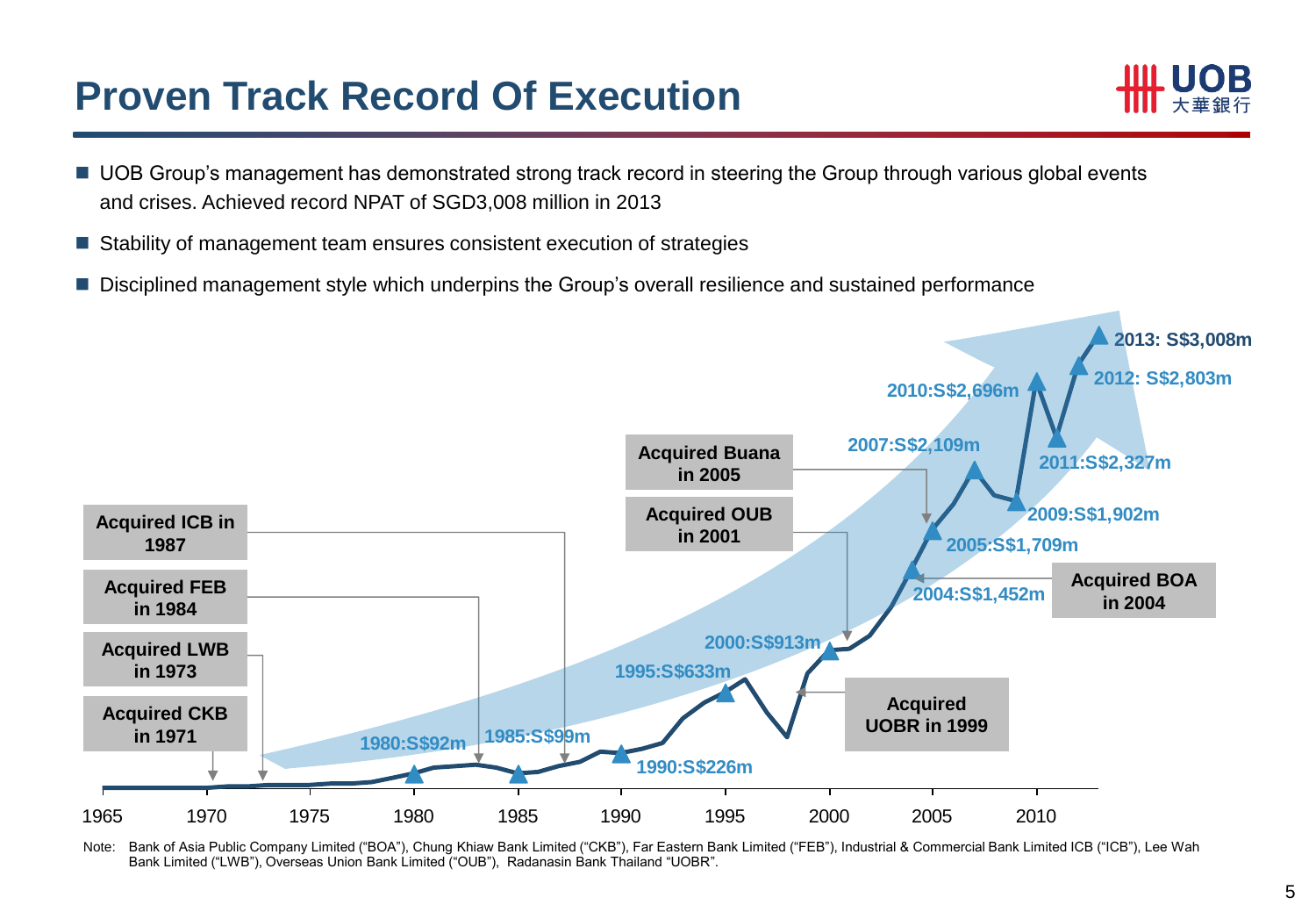# Proven Track Record Of Execution

- UOB Group's management has demonstrated strong track record in steering the Group through various global events and crises. Achieved record NPAT of SGD3,008 million in 2013
- Stability of management team ensures consistent execution of strategies
- Disciplined management style which underpins the Group's overall resilience and sustained performance

| Year | NPAT |
|---|---|
| 1980 | S$92m |
| 1985 | S$99m |
| 1990 | S$226m |
| 1995 | S$633m |
| 2000 | S$913m |
| 2004 | S$1,452m |
| 2005 | S$1,709m |
| 2007 | S$2,109m |
| 2009 | S$1,902m |
| 2010 | S$2,696m |
| 2011 | S$2,327m |
| 2012 | S$2,803m |
| 2013 | S$3,008m |

Acquisitions:

- Acquired CKB in 1971
- Acquired LWB in 1973
- Acquired FEB in 1984
- Acquired ICB in 1987
- Acquired UOBR in 1999
- Acquired OUB in 2001
- Acquired BOA in 2004
- Acquired Buana in 2005

Note: Bank of Asia Public Company Limited ("BOA"), Chung Khiaw Bank Limited ("CKB"), Far Eastern Bank Limited ("FEB"), Industrial & Commercial Bank Limited ICB ("ICB"), Lee Wah Bank Limited ("LWB"), Overseas Union Bank Limited ("OUB"), Radanasin Bank Thailand "UOBR".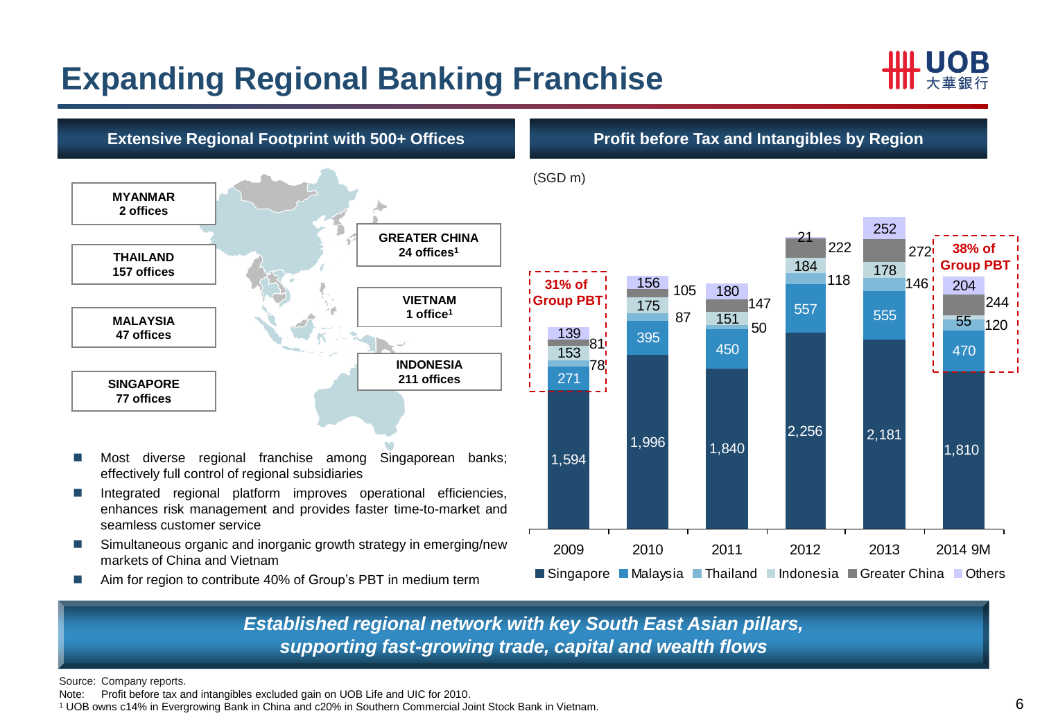# Expanding Regional Banking Franchise

## Extensive Regional Footprint with 500+ Offices

- **MYANMAR** 2 offices
- **THAILAND** 157 offices
- **MALAYSIA** 47 offices
- **SINGAPORE** 77 offices
- **GREATER CHINA** 24 offices[1]
- **VIETNAM** 1 office[1]
- **INDONESIA** 211 offices

- Most diverse regional franchise among Singaporean banks; effectively full control of regional subsidiaries
- Integrated regional platform improves operational efficiencies, enhances risk management and provides faster time-to-market and seamless customer service
- Simultaneous organic and inorganic growth strategy in emerging/new markets of China and Vietnam
- Aim for region to contribute 40% of Group's PBT in medium term

## Profit before Tax and Intangibles by Region

(SGD m)

| | 2009 | 2010 | 2011 | 2012 | 2013 | 2014 9M |
|---|---|---|---|---|---|---|
| Singapore | 1,594 | 1,996 | 1,840 | 2,256 | 2,181 | 1,810 |
| Malaysia | 271 | 395 | 450 | 557 | 555 | 470 |
| Thailand | 78 | 87 | 50 | 118 | 146 | 120 |
| Indonesia | 153 | 175 | 151 | 184 | 178 | 55 |
| Greater China | 81 | 105 | 147 | 222 | 272 | 244 |
| Others | 139 | 156 | 180 | 21 | 252 | 204 |

2009: 31% of Group PBT; 2014 9M: 38% of Group PBT

*Established regional network with key South East Asian pillars, supporting fast-growing trade, capital and wealth flows*

Source: Company reports.

Note: Profit before tax and intangibles excluded gain on UOB Life and UIC for 2010.

[1] UOB owns c14% in Evergrowing Bank in China and c20% in Southern Commercial Joint Stock Bank in Vietnam.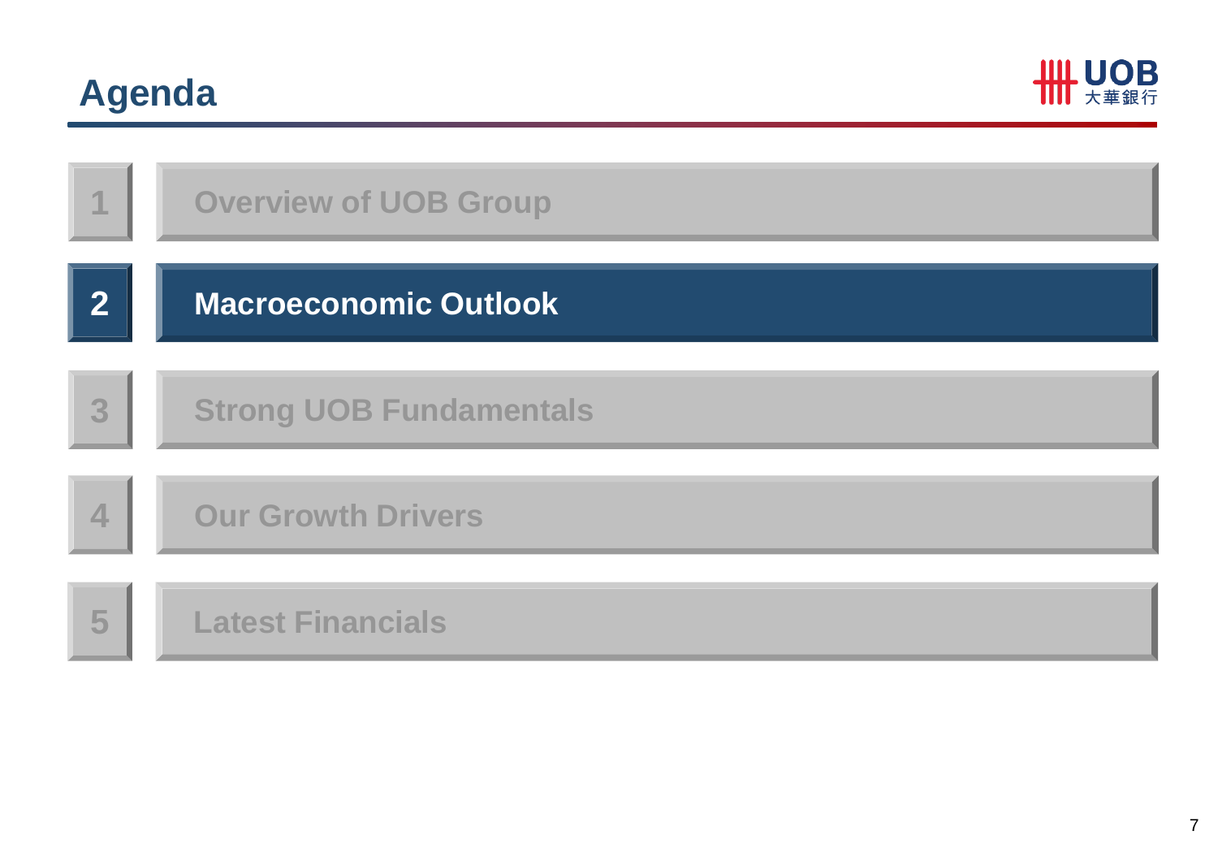# Agenda

1. Overview of UOB Group
2. **Macroeconomic Outlook**
3. Strong UOB Fundamentals
4. Our Growth Drivers
5. Latest Financials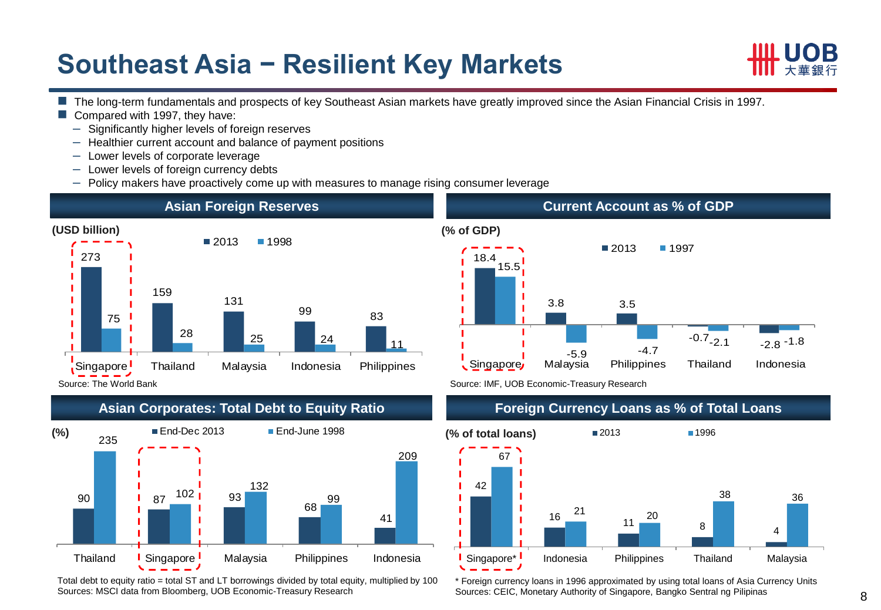# Southeast Asia – Resilient Key Markets

- The long-term fundamentals and prospects of key Southeast Asian markets have greatly improved since the Asian Financial Crisis in 1997.
- Compared with 1997, they have:
  - Significantly higher levels of foreign reserves
  - Healthier current account and balance of payment positions
  - Lower levels of corporate leverage
  - Lower levels of foreign currency debts
  - Policy makers have proactively come up with measures to manage rising consumer leverage

## Asian Foreign Reserves

(USD billion)

| | 2013 | 1998 |
|---|---|---|
| Singapore | 273 | 75 |
| Thailand | 159 | 28 |
| Malaysia | 131 | 25 |
| Indonesia | 99 | 24 |
| Philippines | 83 | 11 |

Source: The World Bank

## Current Account as % of GDP

(% of GDP)

| | 2013 | 1997 |
|---|---|---|
| Singapore | 18.4 | 15.5 |
| Malaysia | 3.8 | -5.9 |
| Philippines | 3.5 | -4.7 |
| Thailand | -0.7 | -2.1 |
| Indonesia | -2.8 | -1.8 |

Source: IMF, UOB Economic-Treasury Research

## Asian Corporates: Total Debt to Equity Ratio

(%)

| | End-Dec 2013 | End-June 1998 |
|---|---|---|
| Thailand | 90 | 235 |
| Singapore | 87 | 102 |
| Malaysia | 93 | 132 |
| Philippines | 68 | 99 |
| Indonesia | 41 | 209 |

Total debt to equity ratio = total ST and LT borrowings divided by total equity, multiplied by 100
Sources: MSCI data from Bloomberg, UOB Economic-Treasury Research

## Foreign Currency Loans as % of Total Loans

(% of total loans)

| | 2013 | 1996 |
|---|---|---|
| Singapore* | 42 | 67 |
| Indonesia | 16 | 21 |
| Philippines | 11 | 20 |
| Thailand | 8 | 38 |
| Malaysia | 4 | 36 |

* Foreign currency loans in 1996 approximated by using total loans of Asia Currency Units
Sources: CEIC, Monetary Authority of Singapore, Bangko Sentral ng Pilipinas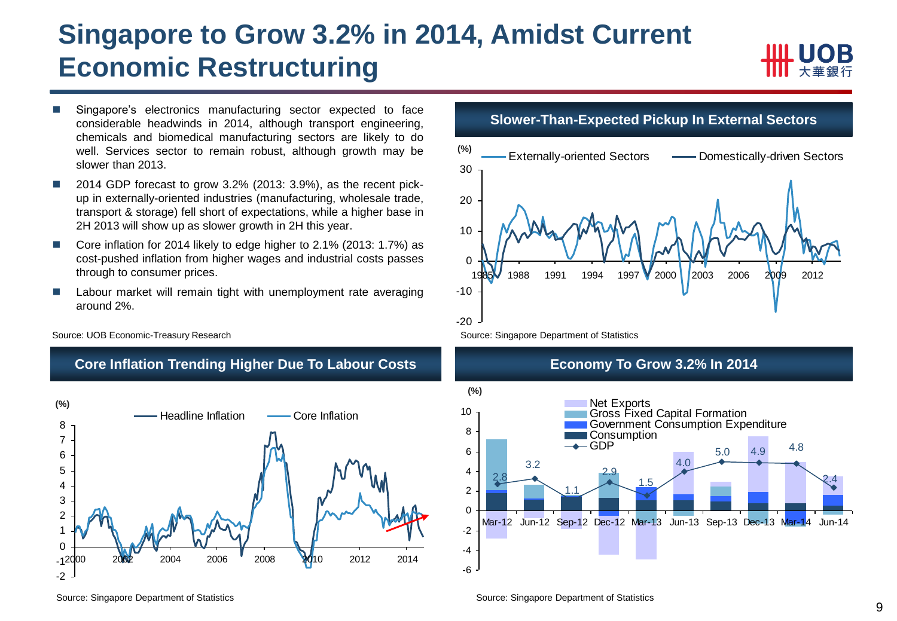# Singapore to Grow 3.2% in 2014, Amidst Current Economic Restructuring

- Singapore's electronics manufacturing sector expected to face considerable headwinds in 2014, although transport engineering, chemicals and biomedical manufacturing sectors are likely to do well. Services sector to remain robust, although growth may be slower than 2013.
- 2014 GDP forecast to grow 3.2% (2013: 3.9%), as the recent pick-up in externally-oriented industries (manufacturing, wholesale trade, transport & storage) fell short of expectations, while a higher base in 2H 2013 will show up as slower growth in 2H this year.
- Core inflation for 2014 likely to edge higher to 2.1% (2013: 1.7%) as cost-pushed inflation from higher wages and industrial costs passes through to consumer prices.
- Labour market will remain tight with unemployment rate averaging around 2%.

Source: UOB Economic-Treasury Research

## Slower-Than-Expected Pickup In External Sectors

Source: Singapore Department of Statistics

## Core Inflation Trending Higher Due To Labour Costs

Source: Singapore Department of Statistics

## Economy To Grow 3.2% In 2014

| | Mar-12 | Jun-12 | Sep-12 | Dec-12 | Mar-13 | Jun-13 | Sep-13 | Dec-13 | Mar-14 | Jun-14 |
|---|---|---|---|---|---|---|---|---|---|---|
| GDP (%) | 2.8 | 3.2 | 1.1 | 2.9 | 1.5 | 4.0 | 5.0 | 4.9 | 4.8 | 2.4 |

Source: Singapore Department of Statistics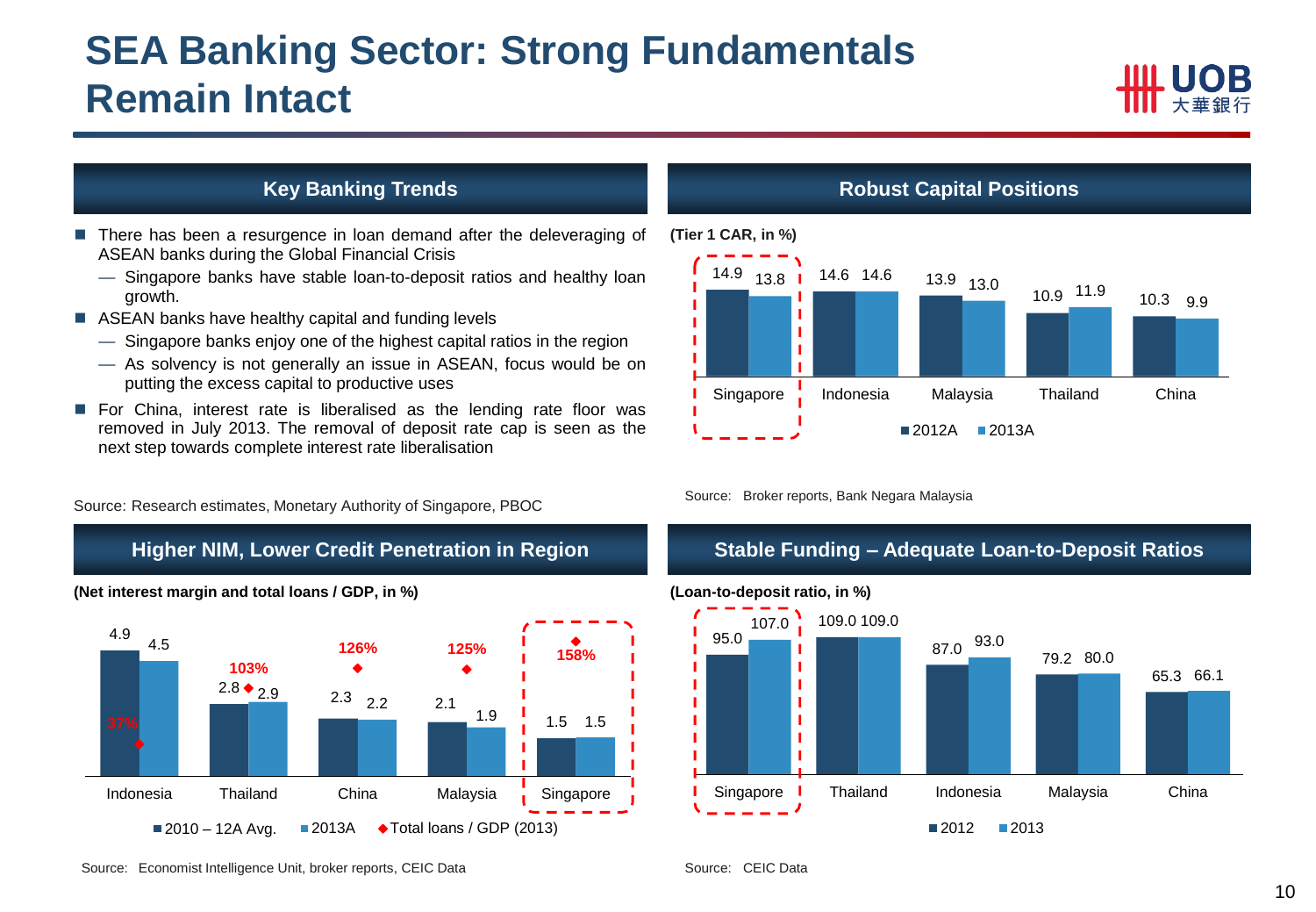# SEA Banking Sector: Strong Fundamentals Remain Intact

## Key Banking Trends

- There has been a resurgence in loan demand after the deleveraging of ASEAN banks during the Global Financial Crisis
  - Singapore banks have stable loan-to-deposit ratios and healthy loan growth.
- ASEAN banks have healthy capital and funding levels
  - Singapore banks enjoy one of the highest capital ratios in the region
  - As solvency is not generally an issue in ASEAN, focus would be on putting the excess capital to productive uses
- For China, interest rate is liberalised as the lending rate floor was removed in July 2013. The removal of deposit rate cap is seen as the next step towards complete interest rate liberalisation

Source: Research estimates, Monetary Authority of Singapore, PBOC

## Robust Capital Positions

**(Tier 1 CAR, in %)**

| | 2012A | 2013A |
|---|---|---|
| Singapore | 14.9 | 13.8 |
| Indonesia | 14.6 | 14.6 |
| Malaysia | 13.9 | 13.0 |
| Thailand | 10.9 | 11.9 |
| China | 10.3 | 9.9 |

Source: Broker reports, Bank Negara Malaysia

## Higher NIM, Lower Credit Penetration in Region

**(Net interest margin and total loans / GDP, in %)**

| | 2010 – 12A Avg. | 2013A | Total loans / GDP (2013) |
|---|---|---|---|
| Indonesia | 4.9 | 4.5 | 37% |
| Thailand | 2.8 | 2.9 | 103% |
| China | 2.3 | 2.2 | 126% |
| Malaysia | 2.1 | 1.9 | 125% |
| Singapore | 1.5 | 1.5 | 158% |

Source: Economist Intelligence Unit, broker reports, CEIC Data

## Stable Funding – Adequate Loan-to-Deposit Ratios

**(Loan-to-deposit ratio, in %)**

| | 2012 | 2013 |
|---|---|---|
| Singapore | 95.0 | 107.0 |
| Thailand | 109.0 | 109.0 |
| Indonesia | 87.0 | 93.0 |
| Malaysia | 79.2 | 80.0 |
| China | 65.3 | 66.1 |

Source: CEIC Data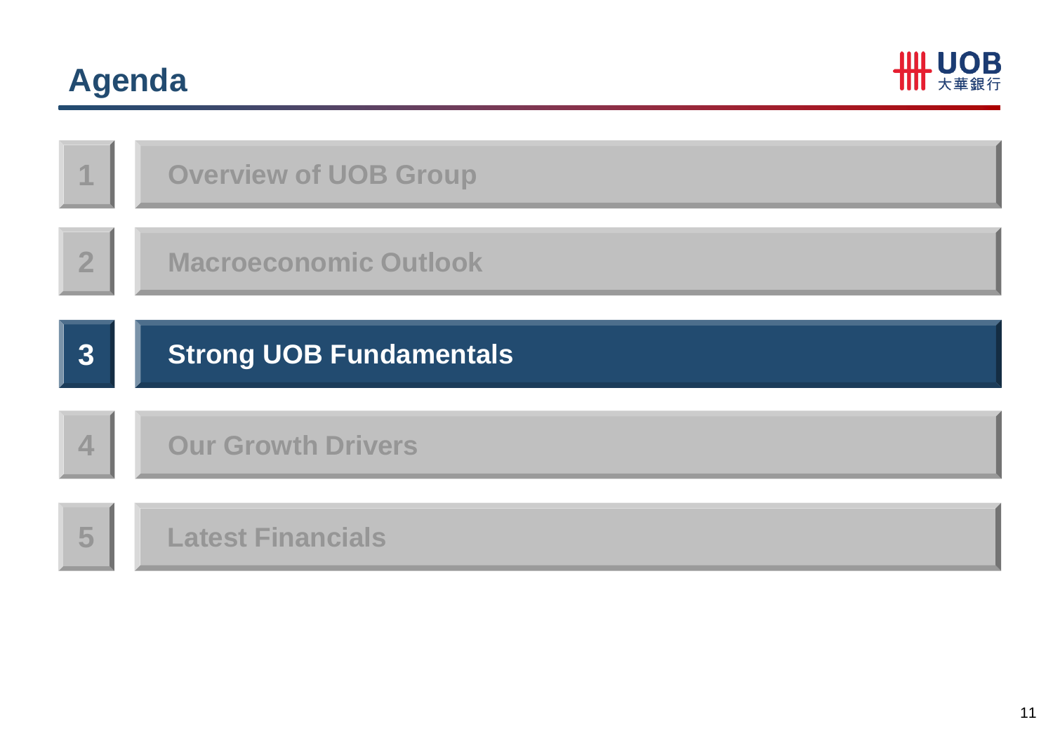# Agenda

1. Overview of UOB Group
2. Macroeconomic Outlook
3. **Strong UOB Fundamentals**
4. Our Growth Drivers
5. Latest Financials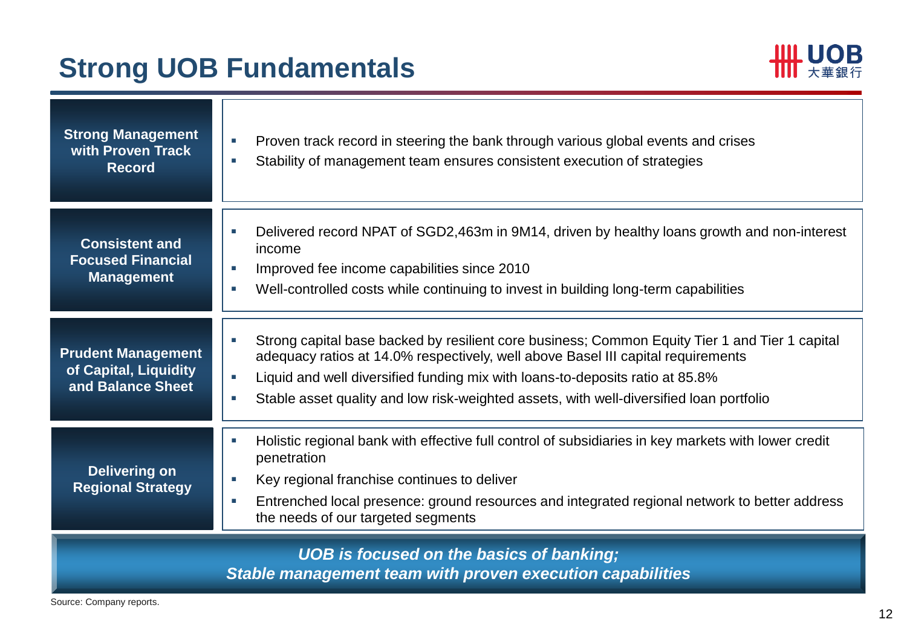# Strong UOB Fundamentals

| | |
|---|---|
| **Strong Management with Proven Track Record** | ▪ Proven track record in steering the bank through various global events and crises<br>▪ Stability of management team ensures consistent execution of strategies |
| **Consistent and Focused Financial Management** | ▪ Delivered record NPAT of SGD2,463m in 9M14, driven by healthy loans growth and non-interest income<br>▪ Improved fee income capabilities since 2010<br>▪ Well-controlled costs while continuing to invest in building long-term capabilities |
| **Prudent Management of Capital, Liquidity and Balance Sheet** | ▪ Strong capital base backed by resilient core business; Common Equity Tier 1 and Tier 1 capital adequacy ratios at 14.0% respectively, well above Basel III capital requirements<br>▪ Liquid and well diversified funding mix with loans-to-deposits ratio at 85.8%<br>▪ Stable asset quality and low risk-weighted assets, with well-diversified loan portfolio |
| **Delivering on Regional Strategy** | ▪ Holistic regional bank with effective full control of subsidiaries in key markets with lower credit penetration<br>▪ Key regional franchise continues to deliver<br>▪ Entrenched local presence: ground resources and integrated regional network to better address the needs of our targeted segments |

***UOB is focused on the basics of banking;***
***Stable management team with proven execution capabilities***

Source: Company reports.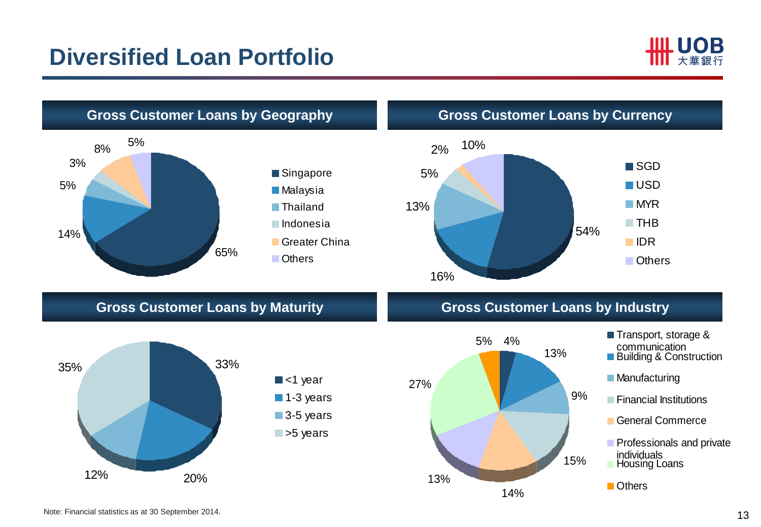# Diversified Loan Portfolio

## Gross Customer Loans by Geography

| Geography | % |
|---|---|
| Singapore | 65% |
| Malaysia | 14% |
| Thailand | 5% |
| Indonesia | 3% |
| Greater China | 8% |
| Others | 5% |

## Gross Customer Loans by Currency

| Currency | % |
|---|---|
| SGD | 54% |
| USD | 16% |
| MYR | 13% |
| THB | 5% |
| IDR | 2% |
| Others | 10% |

## Gross Customer Loans by Maturity

| Maturity | % |
|---|---|
| <1 year | 33% |
| 1-3 years | 20% |
| 3-5 years | 12% |
| >5 years | 35% |

## Gross Customer Loans by Industry

| Industry | % |
|---|---|
| Transport, storage & communication | 4% |
| Building & Construction | 13% |
| Manufacturing | 9% |
| Financial Institutions | 15% |
| General Commerce | 14% |
| Professionals and private individuals | 13% |
| Housing Loans | 27% |
| Others | 5% |

Note: Financial statistics as at 30 September 2014.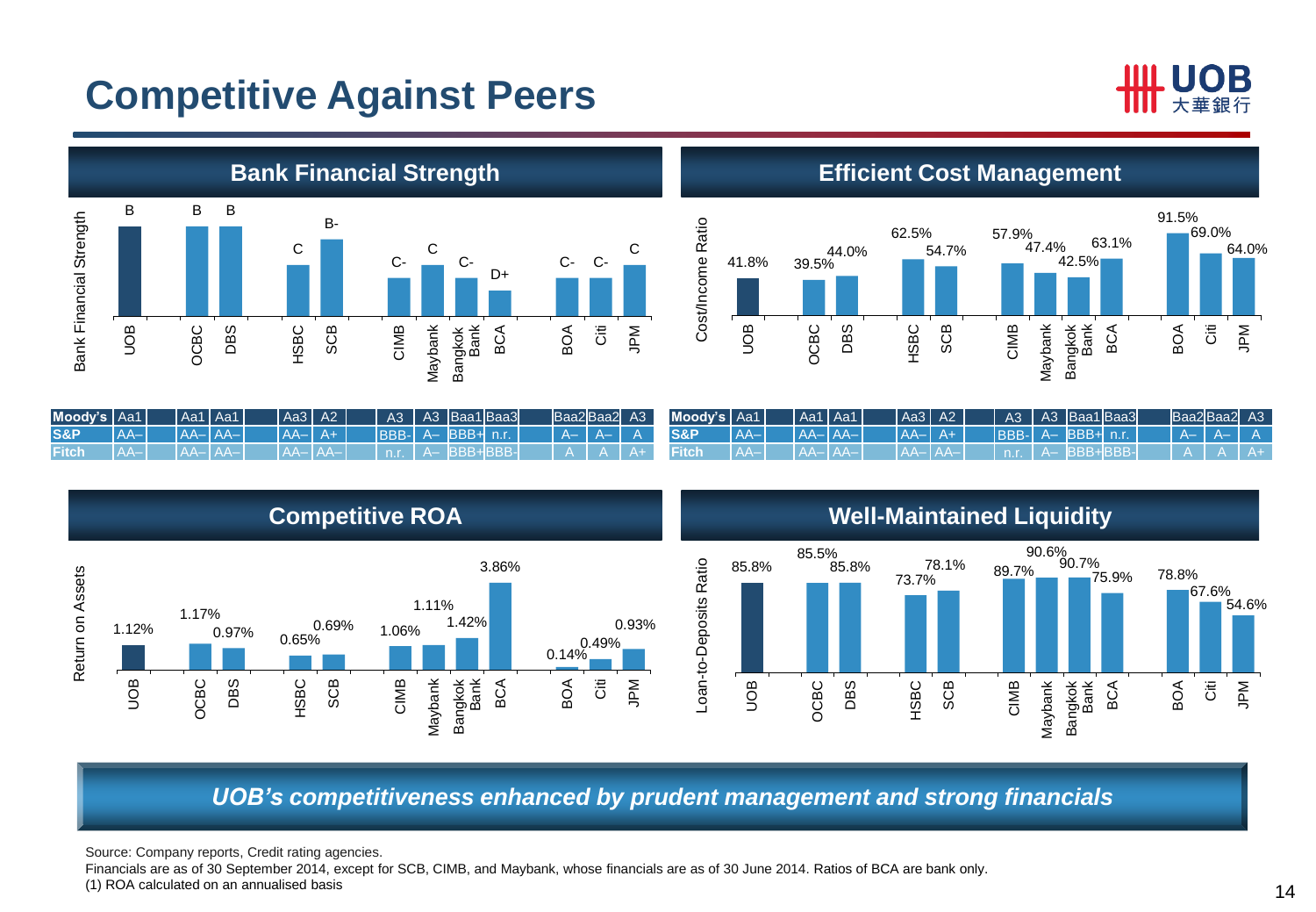# Competitive Against Peers

## Bank Financial Strength

| | UOB | OCBC | DBS | HSBC | SCB | CIMB | Maybank | Bangkok Bank | BCA | BOA | Citi | JPM |
|---|---|---|---|---|---|---|---|---|---|---|---|---|
| Bank Financial Strength | B | B | B | C | B- | C- | C | C- | D+ | C- | C- | C |
| Moody's | Aa1 | Aa1 | Aa1 | Aa3 | A2 | A3 | A3 | Baa1 | Baa3 | Baa2 | Baa2 | A3 |
| S&P | AA– | AA– | AA– | AA– | A+ | BBB- | A– | BBB+ | n.r. | A– | A– | A |
| Fitch | AA– | AA– | AA– | AA– | AA– | n.r. | A– | BBB+ | BBB- | A | A | A+ |

## Efficient Cost Management

| | UOB | OCBC | DBS | HSBC | SCB | CIMB | Maybank | Bangkok Bank | BCA | BOA | Citi | JPM |
|---|---|---|---|---|---|---|---|---|---|---|---|---|
| Cost/Income Ratio | 41.8% | 39.5% | 44.0% | 62.5% | 54.7% | 57.9% | 47.4% | 42.5% | 63.1% | 91.5% | 69.0% | 64.0% |
| Moody's | Aa1 | Aa1 | Aa1 | Aa3 | A2 | A3 | A3 | Baa1 | Baa3 | Baa2 | Baa2 | A3 |
| S&P | AA– | AA– | AA– | AA– | A+ | BBB- | A– | BBB+ | n.r. | A– | A– | A |
| Fitch | AA– | AA– | AA– | AA– | AA– | n.r. | A– | BBB+ | BBB- | A | A | A+ |

## Competitive ROA

| | UOB | OCBC | DBS | HSBC | SCB | CIMB | Maybank | Bangkok Bank | BCA | BOA | Citi | JPM |
|---|---|---|---|---|---|---|---|---|---|---|---|---|
| Return on Assets | 1.12% | 1.17% | 0.97% | 0.65% | 0.69% | 1.06% | 1.11% | 1.42% | 3.86% | 0.14% | 0.49% | 0.93% |

## Well-Maintained Liquidity

| | UOB | OCBC | DBS | HSBC | SCB | CIMB | Maybank | Bangkok Bank | BCA | BOA | Citi | JPM |
|---|---|---|---|---|---|---|---|---|---|---|---|---|
| Loan-to-Deposits Ratio | 85.8% | 85.5% | 85.8% | 73.7% | 78.1% | 89.7% | 90.6% | 90.7% | 75.9% | 78.8% | 67.6% | 54.6% |

***UOB's competitiveness enhanced by prudent management and strong financials***

Source: Company reports, Credit rating agencies.
Financials are as of 30 September 2014, except for SCB, CIMB, and Maybank, whose financials are as of 30 June 2014. Ratios of BCA are bank only.
(1) ROA calculated on an annualised basis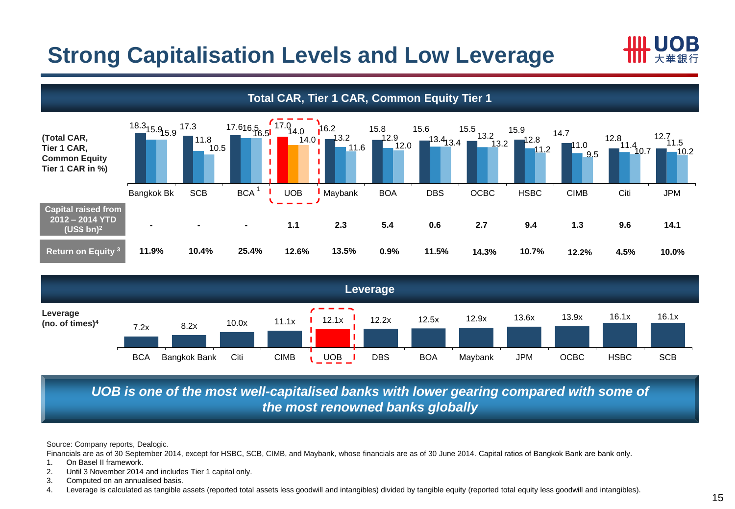# Strong Capitalisation Levels and Low Leverage

## Total CAR, Tier 1 CAR, Common Equity Tier 1

| (Total CAR, Tier 1 CAR, Common Equity Tier 1 CAR in %) | Bangkok Bk | SCB | BCA [1] | UOB | Maybank | BOA | DBS | OCBC | HSBC | CIMB | Citi | JPM |
|---|---|---|---|---|---|---|---|---|---|---|---|---|
| Total CAR | 18.3 | 17.3 | 17.6 | 17.0 | 16.2 | 15.8 | 15.6 | 15.5 | 15.9 | 14.7 | 12.8 | 12.7 |
| Tier 1 CAR | 15.9 | 11.8 | 16.5 | 14.0 | 13.2 | 12.9 | 13.4 | 13.2 | 12.8 | 11.0 | 11.4 | 11.5 |
| Common Equity Tier 1 CAR | 15.9 | 10.5 | 16.5 | 14.0 | 11.6 | 12.0 | 13.4 | 13.2 | 11.2 | 9.5 | 10.7 | 10.2 |
| Capital raised from 2012 – 2014 YTD (US$ bn)[2] | - | - | - | 1.1 | 2.3 | 5.4 | 0.6 | 2.7 | 9.4 | 1.3 | 9.6 | 14.1 |
| Return on Equity [3] | 11.9% | 10.4% | 25.4% | 12.6% | 13.5% | 0.9% | 11.5% | 14.3% | 10.7% | 12.2% | 4.5% | 10.0% |

## Leverage

| Leverage (no. of times)[4] | BCA | Bangkok Bank | Citi | CIMB | UOB | DBS | BOA | Maybank | JPM | OCBC | HSBC | SCB |
|---|---|---|---|---|---|---|---|---|---|---|---|---|
| | 7.2x | 8.2x | 10.0x | 11.1x | 12.1x | 12.2x | 12.5x | 12.9x | 13.6x | 13.9x | 16.1x | 16.1x |

***UOB is one of the most well-capitalised banks with lower gearing compared with some of the most renowned banks globally***

Source: Company reports, Dealogic.

Financials are as of 30 September 2014, except for HSBC, SCB, CIMB, and Maybank, whose financials are as of 30 June 2014. Capital ratios of Bangkok Bank are bank only.

1. On Basel II framework.
2. Until 3 November 2014 and includes Tier 1 capital only.
3. Computed on an annualised basis.
4. Leverage is calculated as tangible assets (reported total assets less goodwill and intangibles) divided by tangible equity (reported total equity less goodwill and intangibles).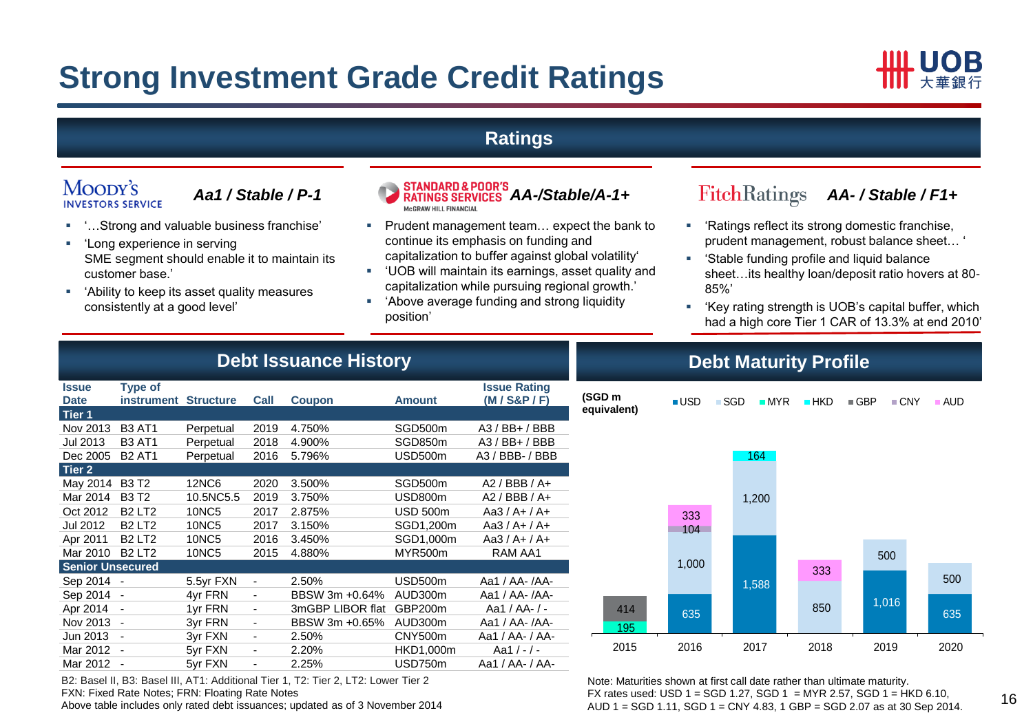# Strong Investment Grade Credit Ratings

## Ratings

### Moody's Investors Service — *Aa1 / Stable / P-1*

- '…Strong and valuable business franchise'
- 'Long experience in serving SME segment should enable it to maintain its customer base.'
- 'Ability to keep its asset quality measures consistently at a good level'

### Standard & Poor's Ratings Services — *AA-/Stable/A-1+*

- Prudent management team… expect the bank to continue its emphasis on funding and capitalization to buffer against global volatility'
- 'UOB will maintain its earnings, asset quality and capitalization while pursuing regional growth.'
- 'Above average funding and strong liquidity position'

### Fitch Ratings — *AA- / Stable / F1+*

- 'Ratings reflect its strong domestic franchise, prudent management, robust balance sheet… '
- 'Stable funding profile and liquid balance sheet…its healthy loan/deposit ratio hovers at 80-85%'
- 'Key rating strength is UOB's capital buffer, which had a high core Tier 1 CAR of 13.3% at end 2010'

## Debt Issuance History

| Issue Date | Type of instrument | Structure | Call | Coupon | Amount | Issue Rating (M / S&P / F) |
|---|---|---|---|---|---|---|
| **Tier 1** | | | | | | |
| Nov 2013 | B3 AT1 | Perpetual | 2019 | 4.750% | SGD500m | A3 / BB+ / BBB |
| Jul 2013 | B3 AT1 | Perpetual | 2018 | 4.900% | SGD850m | A3 / BB+ / BBB |
| Dec 2005 | B2 AT1 | Perpetual | 2016 | 5.796% | USD500m | A3 / BBB- / BBB |
| **Tier 2** | | | | | | |
| May 2014 | B3 T2 | 12NC6 | 2020 | 3.500% | SGD500m | A2 / BBB / A+ |
| Mar 2014 | B3 T2 | 10.5NC5.5 | 2019 | 3.750% | USD800m | A2 / BBB / A+ |
| Oct 2012 | B2 LT2 | 10NC5 | 2017 | 2.875% | USD 500m | Aa3 / A+ / A+ |
| Jul 2012 | B2 LT2 | 10NC5 | 2017 | 3.150% | SGD1,200m | Aa3 / A+ / A+ |
| Apr 2011 | B2 LT2 | 10NC5 | 2016 | 3.450% | SGD1,000m | Aa3 / A+ / A+ |
| Mar 2010 | B2 LT2 | 10NC5 | 2015 | 4.880% | MYR500m | RAM AA1 |
| **Senior Unsecured** | | | | | | |
| Sep 2014 | - | 5.5yr FXN | - | 2.50% | USD500m | Aa1 / AA- /AA- |
| Sep 2014 | - | 4yr FRN | - | BBSW 3m +0.64% | AUD300m | Aa1 / AA- /AA- |
| Apr 2014 | - | 1yr FRN | - | 3mGBP LIBOR flat | GBP200m | Aa1 / AA- / - |
| Nov 2013 | - | 3yr FRN | - | BBSW 3m +0.65% | AUD300m | Aa1 / AA- /AA- |
| Jun 2013 | - | 3yr FXN | - | 2.50% | CNY500m | Aa1 / AA- / AA- |
| Mar 2012 | - | 5yr FXN | - | 2.20% | HKD1,000m | Aa1 / - / - |
| Mar 2012 | - | 5yr FXN | - | 2.25% | USD750m | Aa1 / AA- / AA- |

B2: Basel II, B3: Basel III, AT1: Additional Tier 1, T2: Tier 2, LT2: Lower Tier 2
FXN: Fixed Rate Notes; FRN: Floating Rate Notes
Above table includes only rated debt issuances; updated as of 3 November 2014

## Debt Maturity Profile

(SGD m equivalent)

| Year | USD | SGD | MYR | HKD | GBP | CNY | AUD |
|---|---|---|---|---|---|---|---|
| 2015 | | | 195 | | 414 | | |
| 2016 | 635 | 1,000 | | | | 104 | 333 |
| 2017 | 1,588 | 1,200 | | 164 | | | |
| 2018 | | 850 | | | | | 333 |
| 2019 | 1,016 | 500 | | | | | |
| 2020 | 635 | 500 | | | | | |

Note: Maturities shown at first call date rather than ultimate maturity.
FX rates used: USD 1 = SGD 1.27, SGD 1 = MYR 2.57, SGD 1 = HKD 6.10, AUD 1 = SGD 1.11, SGD 1 = CNY 4.83, 1 GBP = SGD 2.07 as at 30 Sep 2014.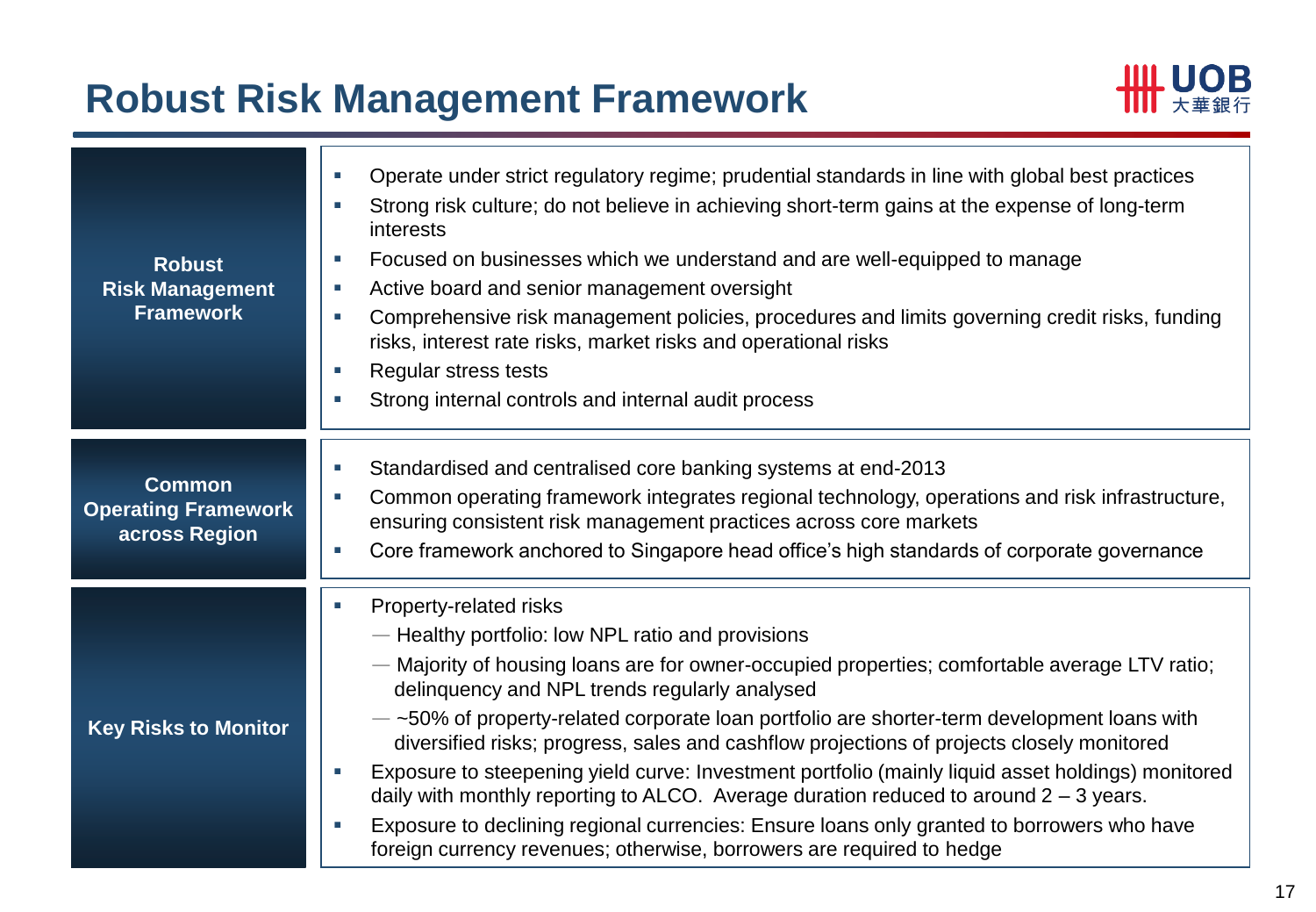# Robust Risk Management Framework

## Robust Risk Management Framework

- Operate under strict regulatory regime; prudential standards in line with global best practices
- Strong risk culture; do not believe in achieving short-term gains at the expense of long-term interests
- Focused on businesses which we understand and are well-equipped to manage
- Active board and senior management oversight
- Comprehensive risk management policies, procedures and limits governing credit risks, funding risks, interest rate risks, market risks and operational risks
- Regular stress tests
- Strong internal controls and internal audit process

## Common Operating Framework across Region

- Standardised and centralised core banking systems at end-2013
- Common operating framework integrates regional technology, operations and risk infrastructure, ensuring consistent risk management practices across core markets
- Core framework anchored to Singapore head office's high standards of corporate governance

## Key Risks to Monitor

- Property-related risks
  - Healthy portfolio: low NPL ratio and provisions
  - Majority of housing loans are for owner-occupied properties; comfortable average LTV ratio; delinquency and NPL trends regularly analysed
  - ~50% of property-related corporate loan portfolio are shorter-term development loans with diversified risks; progress, sales and cashflow projections of projects closely monitored
- Exposure to steepening yield curve: Investment portfolio (mainly liquid asset holdings) monitored daily with monthly reporting to ALCO. Average duration reduced to around 2 – 3 years.
- Exposure to declining regional currencies: Ensure loans only granted to borrowers who have foreign currency revenues; otherwise, borrowers are required to hedge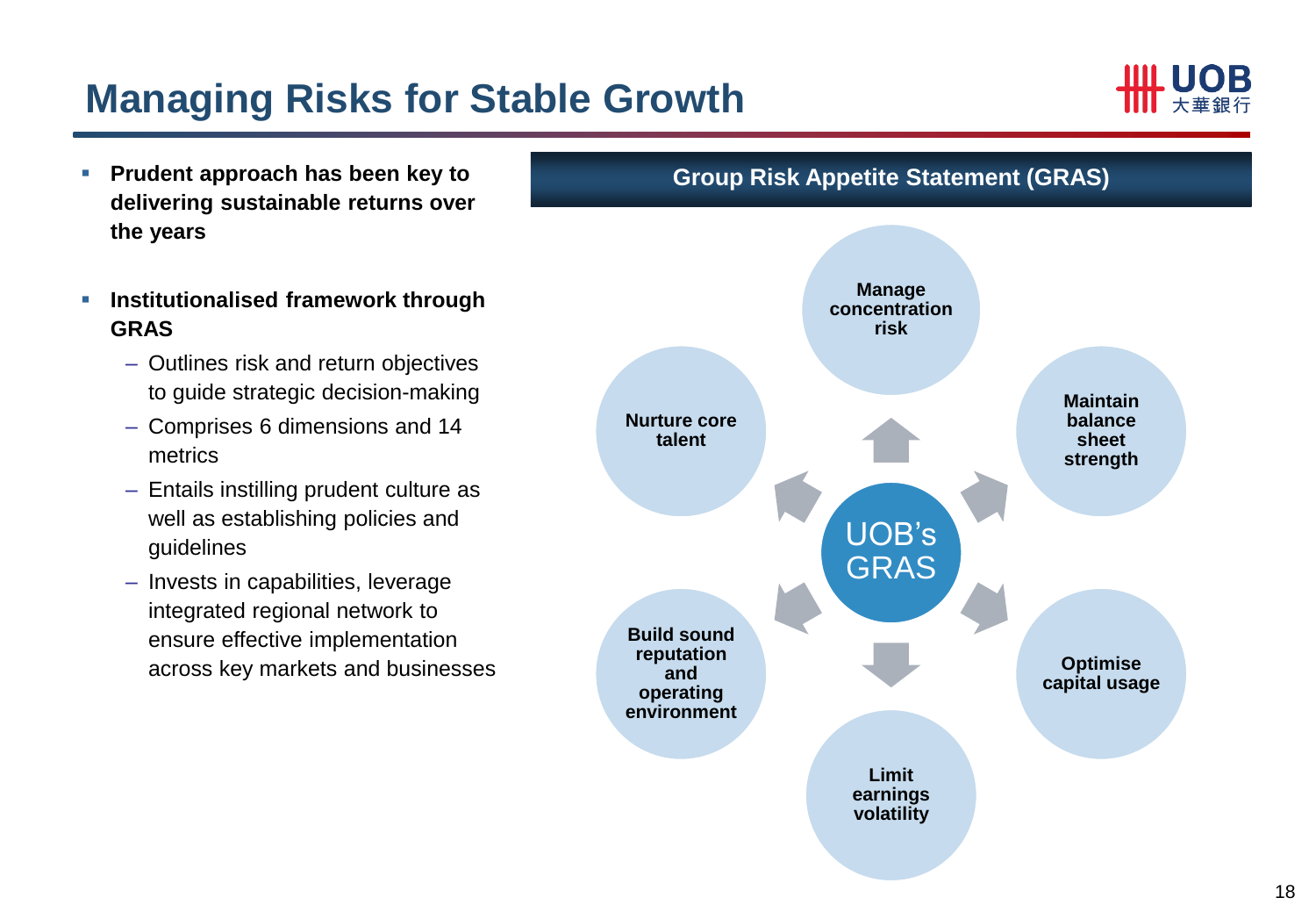# Managing Risks for Stable Growth

- **Prudent approach has been key to delivering sustainable returns over the years**
- **Institutionalised framework through GRAS**
  - Outlines risk and return objectives to guide strategic decision-making
  - Comprises 6 dimensions and 14 metrics
  - Entails instilling prudent culture as well as establishing policies and guidelines
  - Invests in capabilities, leverage integrated regional network to ensure effective implementation across key markets and businesses

## Group Risk Appetite Statement (GRAS)

UOB's GRAS

- **Manage concentration risk**
- **Maintain balance sheet strength**
- **Optimise capital usage**
- **Limit earnings volatility**
- **Build sound reputation and operating environment**
- **Nurture core talent**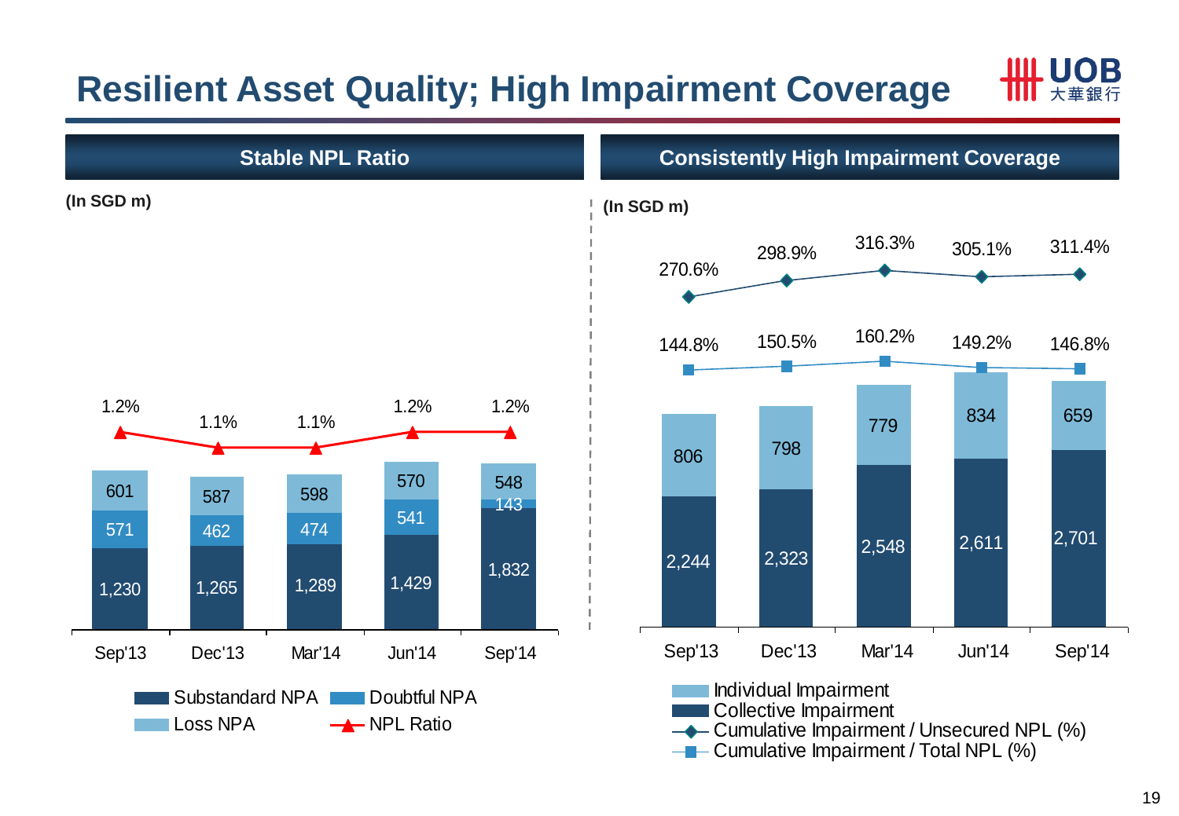# Resilient Asset Quality; High Impairment Coverage

## Stable NPL Ratio

(In SGD m)

| | Sep'13 | Dec'13 | Mar'14 | Jun'14 | Sep'14 |
|---|---|---|---|---|---|
| Substandard NPA | 1,230 | 1,265 | 1,289 | 1,429 | 1,832 |
| Doubtful NPA | 571 | 462 | 474 | 541 | 143 |
| Loss NPA | 601 | 587 | 598 | 570 | 548 |
| NPL Ratio | 1.2% | 1.1% | 1.1% | 1.2% | 1.2% |

## Consistently High Impairment Coverage

(In SGD m)

| | Sep'13 | Dec'13 | Mar'14 | Jun'14 | Sep'14 |
|---|---|---|---|---|---|
| Individual Impairment | 806 | 798 | 779 | 834 | 659 |
| Collective Impairment | 2,244 | 2,323 | 2,548 | 2,611 | 2,701 |
| Cumulative Impairment / Unsecured NPL (%) | 270.6% | 298.9% | 316.3% | 305.1% | 311.4% |
| Cumulative Impairment / Total NPL (%) | 144.8% | 150.5% | 160.2% | 149.2% | 146.8% |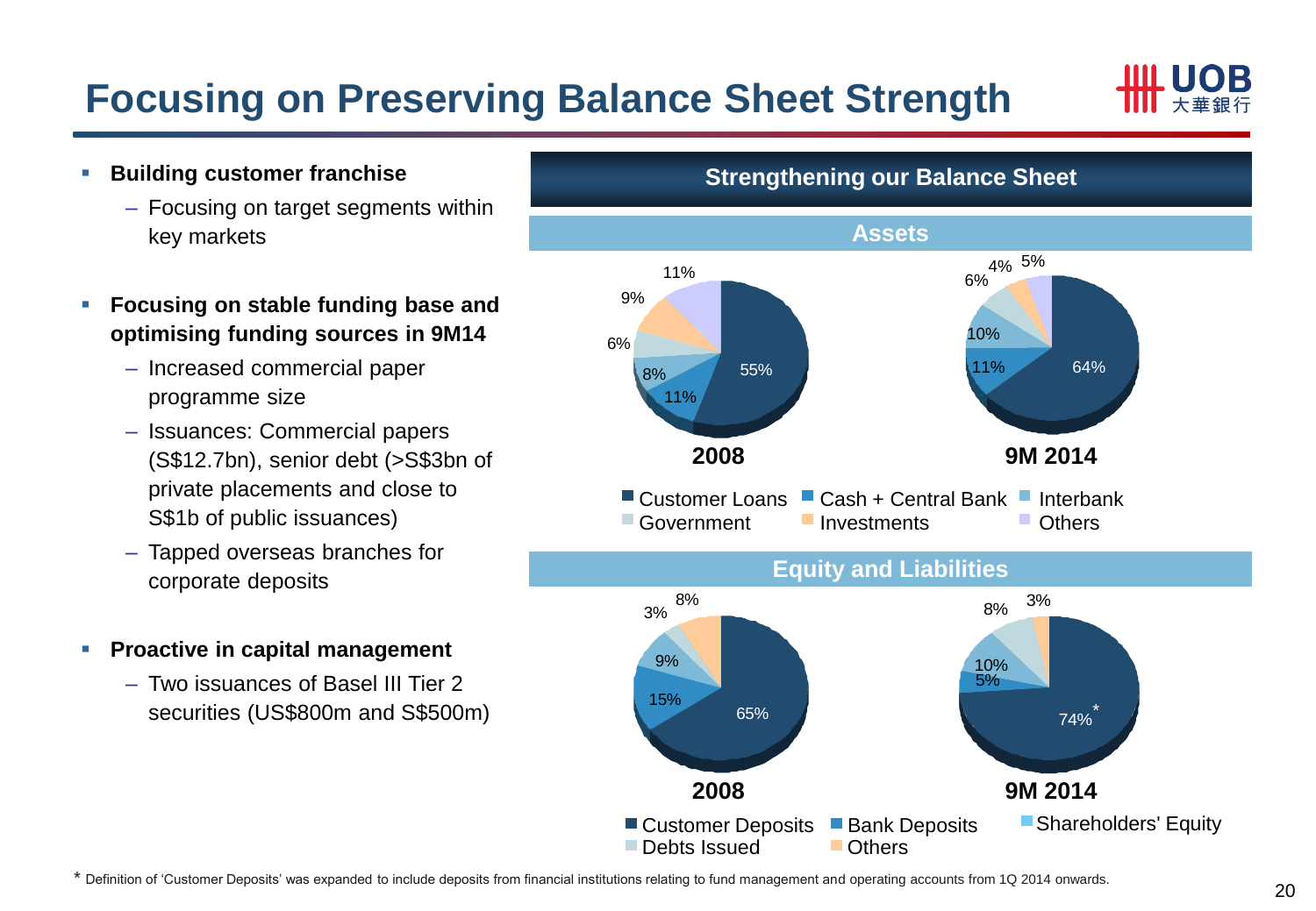# Focusing on Preserving Balance Sheet Strength

- **Building customer franchise**
  - Focusing on target segments within key markets
- **Focusing on stable funding base and optimising funding sources in 9M14**
  - Increased commercial paper programme size
  - Issuances: Commercial papers (S$12.7bn), senior debt (>S$3bn of private placements and close to S$1b of public issuances)
  - Tapped overseas branches for corporate deposits
- **Proactive in capital management**
  - Two issuances of Basel III Tier 2 securities (US$800m and S$500m)

## Strengthening our Balance Sheet

### Assets

| | 2008 | 9M 2014 |
|---|---|---|
| Customer Loans | 55% | 64% |
| Cash + Central Bank | 11% | 11% |
| Interbank | 8% | 10% |
| Government | 6% | 6% |
| Investments | 9% | 4% |
| Others | 11% | 5% |

### Equity and Liabilities

| | 2008 | 9M 2014 |
|---|---|---|
| Customer Deposits | 65% | 74%* |
| Bank Deposits | 15% | 5% |
| Shareholders' Equity | 9% | 10% |
| Debts Issued | 3% | 8% |
| Others | 8% | 3% |

* Definition of 'Customer Deposits' was expanded to include deposits from financial institutions relating to fund management and operating accounts from 1Q 2014 onwards.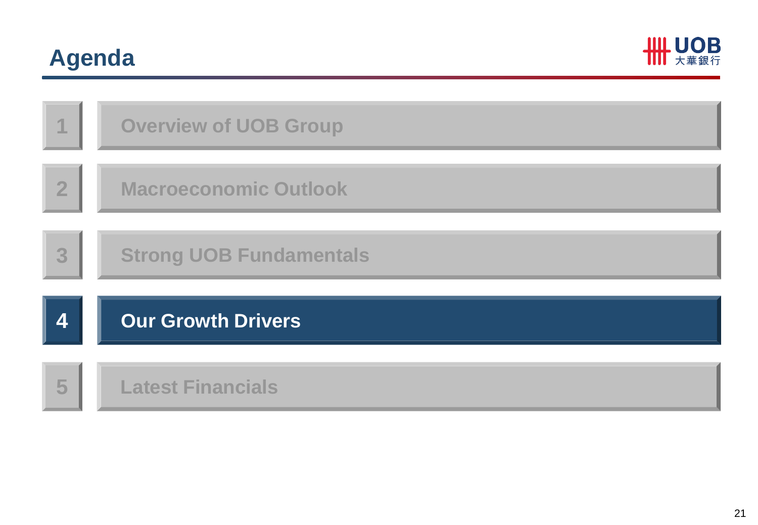# Agenda

1. Overview of UOB Group
2. Macroeconomic Outlook
3. Strong UOB Fundamentals
4. **Our Growth Drivers**
5. Latest Financials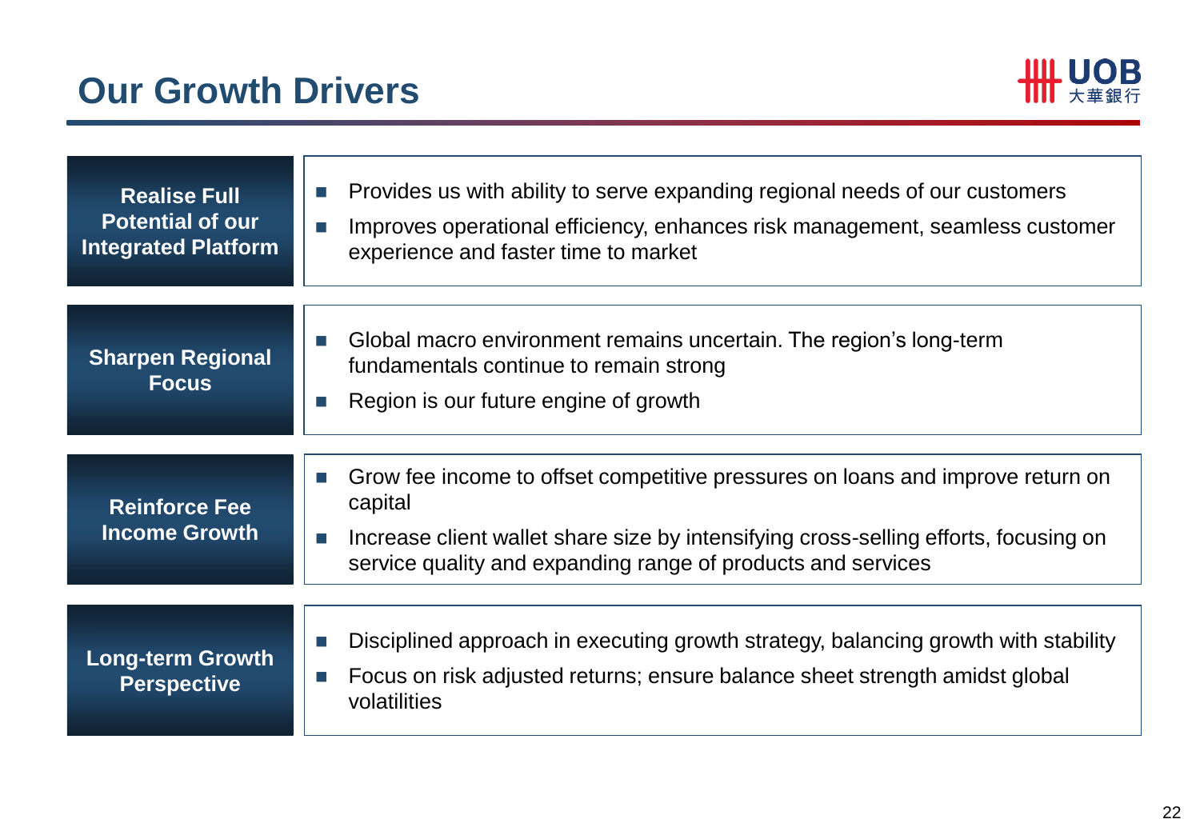# Our Growth Drivers

| | |
|---|---|
| **Realise Full Potential of our Integrated Platform** | ■ Provides us with ability to serve expanding regional needs of our customers<br>■ Improves operational efficiency, enhances risk management, seamless customer experience and faster time to market |
| **Sharpen Regional Focus** | ■ Global macro environment remains uncertain. The region's long-term fundamentals continue to remain strong<br>■ Region is our future engine of growth |
| **Reinforce Fee Income Growth** | ■ Grow fee income to offset competitive pressures on loans and improve return on capital<br>■ Increase client wallet share size by intensifying cross-selling efforts, focusing on service quality and expanding range of products and services |
| **Long-term Growth Perspective** | ■ Disciplined approach in executing growth strategy, balancing growth with stability<br>■ Focus on risk adjusted returns; ensure balance sheet strength amidst global volatilities |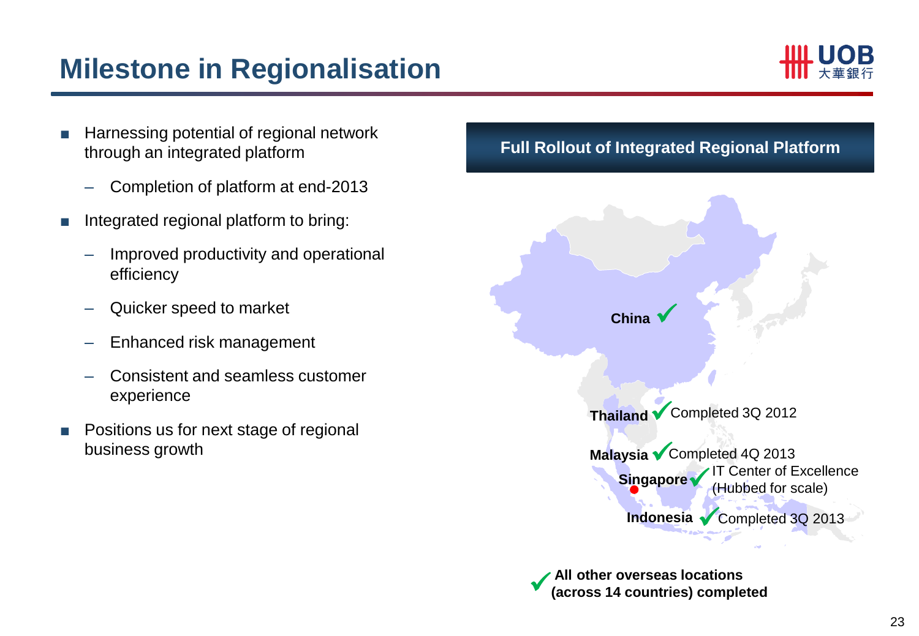# Milestone in Regionalisation

- Harnessing potential of regional network through an integrated platform
  - Completion of platform at end-2013
- Integrated regional platform to bring:
  - Improved productivity and operational efficiency
  - Quicker speed to market
  - Enhanced risk management
  - Consistent and seamless customer experience
- Positions us for next stage of regional business growth

**Full Rollout of Integrated Regional Platform**

- **China** ✓
- **Thailand** ✓ Completed 3Q 2012
- **Malaysia** ✓ Completed 4Q 2013
- **Singapore** ✓ IT Center of Excellence (Hubbed for scale)
- **Indonesia** ✓ Completed 3Q 2013

✓ **All other overseas locations (across 14 countries) completed**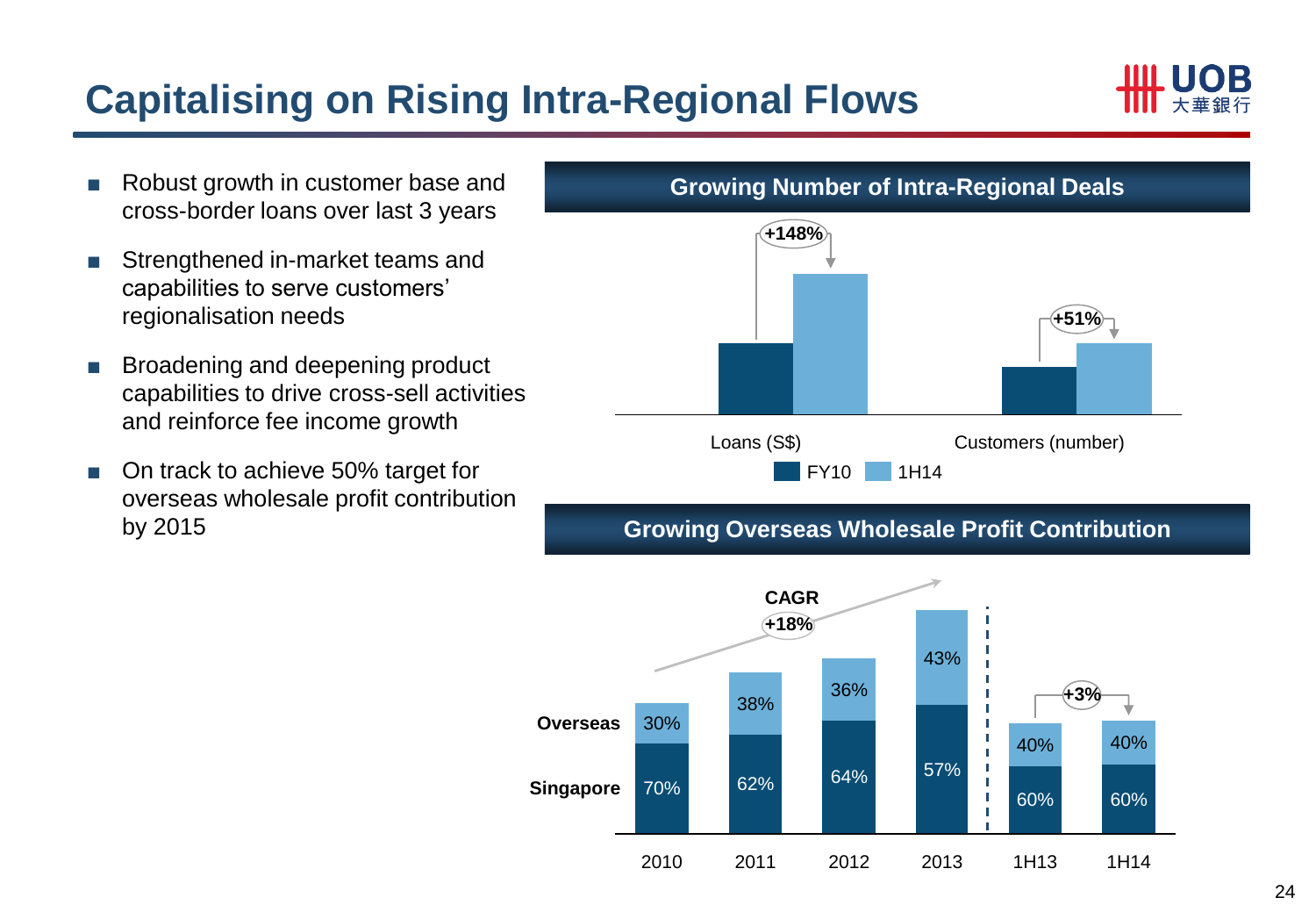# Capitalising on Rising Intra-Regional Flows

- Robust growth in customer base and cross-border loans over last 3 years
- Strengthened in-market teams and capabilities to serve customers' regionalisation needs
- Broadening and deepening product capabilities to drive cross-sell activities and reinforce fee income growth
- On track to achieve 50% target for overseas wholesale profit contribution by 2015

## Growing Number of Intra-Regional Deals

| | FY10 → 1H14 |
|---|---|
| Loans (S$) | +148% |
| Customers (number) | +51% |

## Growing Overseas Wholesale Profit Contribution

| | 2010 | 2011 | 2012 | 2013 | 1H13 | 1H14 |
|---|---|---|---|---|---|---|
| Overseas | 30% | 38% | 36% | 43% | 40% | 40% |
| Singapore | 70% | 62% | 64% | 57% | 60% | 60% |

CAGR +18% (2010–2013); +3% (1H13 to 1H14)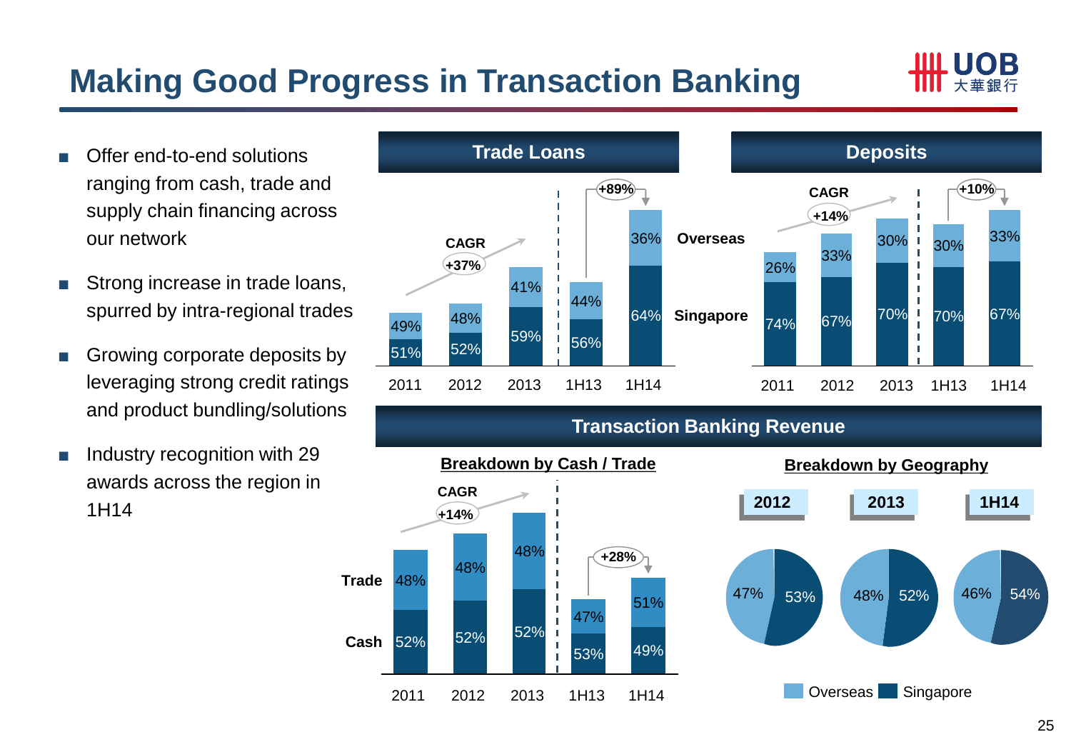# Making Good Progress in Transaction Banking

- Offer end-to-end solutions ranging from cash, trade and supply chain financing across our network
- Strong increase in trade loans, spurred by intra-regional trades
- Growing corporate deposits by leveraging strong credit ratings and product bundling/solutions
- Industry recognition with 29 awards across the region in 1H14

## Trade Loans

CAGR +37% (2011–2013); +89% (1H13 to 1H14)

| | 2011 | 2012 | 2013 | 1H13 | 1H14 |
|---|---|---|---|---|---|
| Overseas | 49% | 48% | 41% | 44% | 36% |
| Singapore | 51% | 52% | 59% | 56% | 64% |

## Deposits

CAGR +14% (2011–2013); +10% (1H13 to 1H14)

| | 2011 | 2012 | 2013 | 1H13 | 1H14 |
|---|---|---|---|---|---|
| Overseas | 26% | 33% | 30% | 30% | 33% |
| Singapore | 74% | 67% | 70% | 70% | 67% |

## Transaction Banking Revenue

### Breakdown by Cash / Trade

CAGR +14% (2011–2013); +28% (1H13 to 1H14)

| | 2011 | 2012 | 2013 | 1H13 | 1H14 |
|---|---|---|---|---|---|
| Trade | 48% | 48% | 48% | 47% | 51% |
| Cash | 52% | 52% | 52% | 53% | 49% |

### Breakdown by Geography

| | 2012 | 2013 | 1H14 |
|---|---|---|---|
| Overseas | 47% | 48% | 46% |
| Singapore | 53% | 52% | 54% |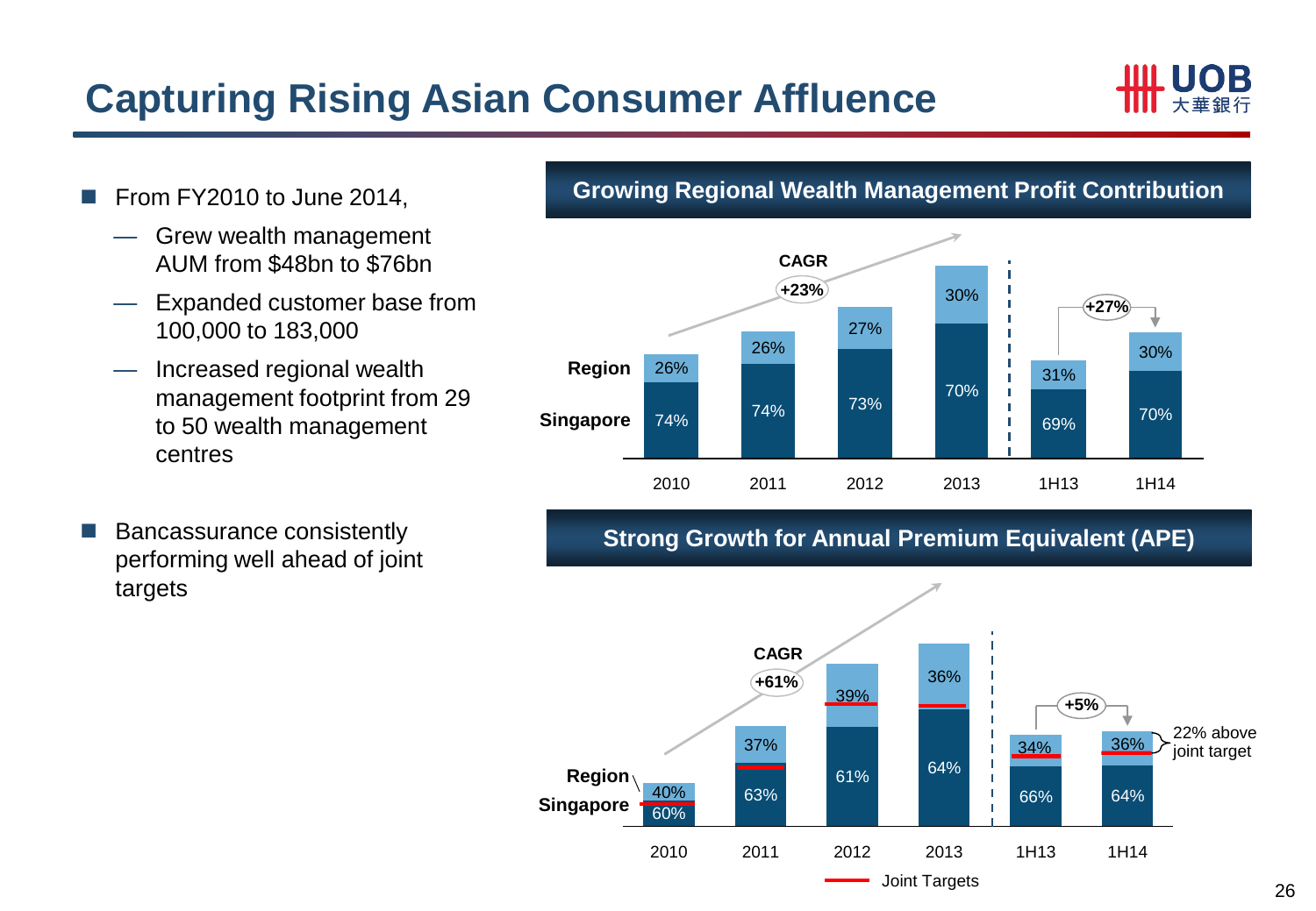# Capturing Rising Asian Consumer Affluence

- From FY2010 to June 2014,
  - Grew wealth management AUM from $48bn to $76bn
  - Expanded customer base from 100,000 to 183,000
  - Increased regional wealth management footprint from 29 to 50 wealth management centres
- Bancassurance consistently performing well ahead of joint targets

## Growing Regional Wealth Management Profit Contribution

CAGR +23% (2010–2013); +27% (1H13 to 1H14)

| | 2010 | 2011 | 2012 | 2013 | 1H13 | 1H14 |
|---|---|---|---|---|---|---|
| Region | 26% | 26% | 27% | 30% | 31% | 30% |
| Singapore | 74% | 74% | 73% | 70% | 69% | 70% |

## Strong Growth for Annual Premium Equivalent (APE)

CAGR +61% (2010–2013); +5% (1H13 to 1H14)

| | 2010 | 2011 | 2012 | 2013 | 1H13 | 1H14 |
|---|---|---|---|---|---|---|
| Region | 40% | 37% | 39% | 36% | 34% | 36% |
| Singapore | 60% | 63% | 61% | 64% | 66% | 64% |

1H14: 22% above joint target

Joint Targets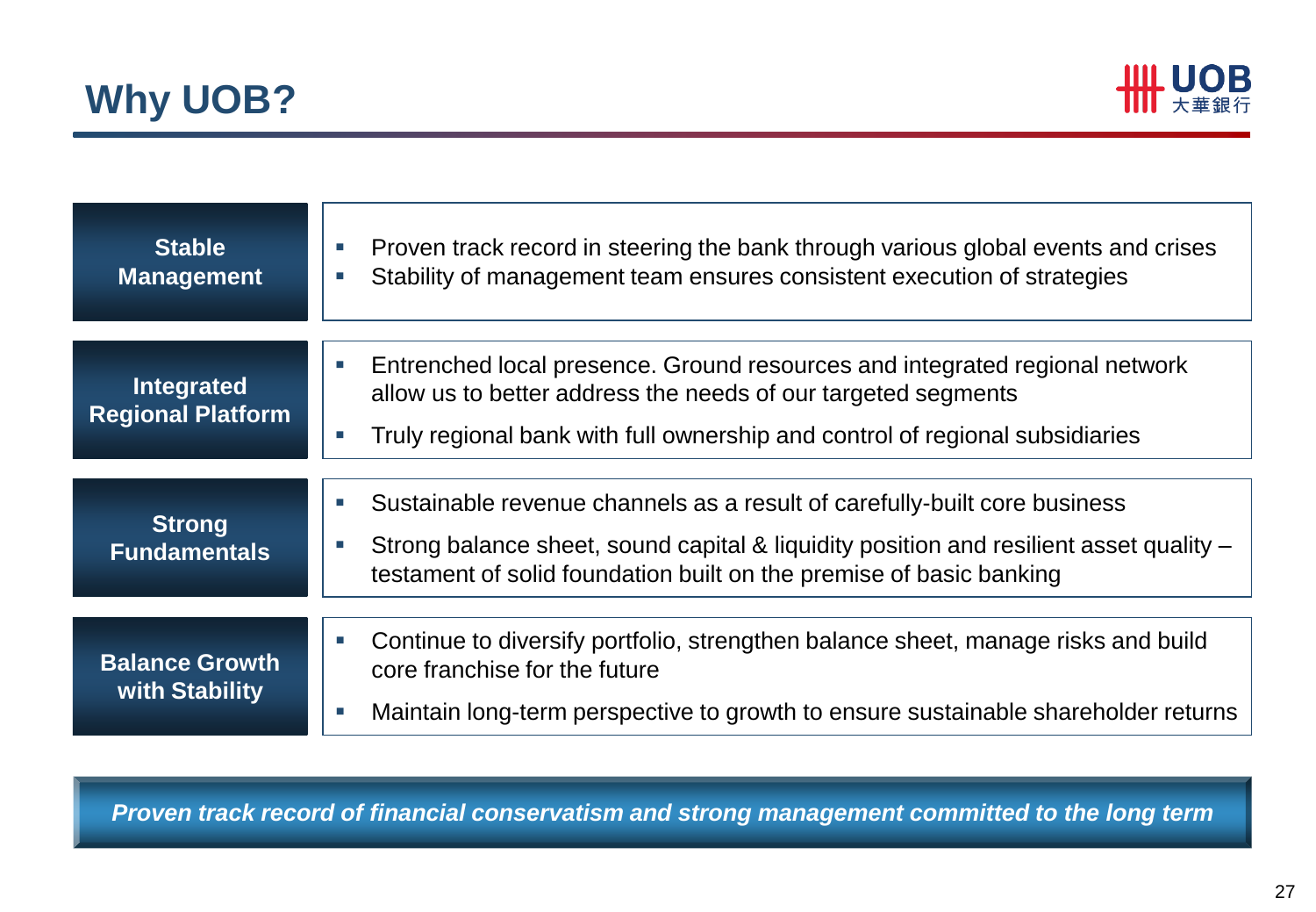# Why UOB?

| | |
|---|---|
| **Stable Management** | ▪ Proven track record in steering the bank through various global events and crises<br>▪ Stability of management team ensures consistent execution of strategies |
| **Integrated Regional Platform** | ▪ Entrenched local presence. Ground resources and integrated regional network allow us to better address the needs of our targeted segments<br>▪ Truly regional bank with full ownership and control of regional subsidiaries |
| **Strong Fundamentals** | ▪ Sustainable revenue channels as a result of carefully-built core business<br>▪ Strong balance sheet, sound capital & liquidity position and resilient asset quality – testament of solid foundation built on the premise of basic banking |
| **Balance Growth with Stability** | ▪ Continue to diversify portfolio, strengthen balance sheet, manage risks and build core franchise for the future<br>▪ Maintain long-term perspective to growth to ensure sustainable shareholder returns |

***Proven track record of financial conservatism and strong management committed to the long term***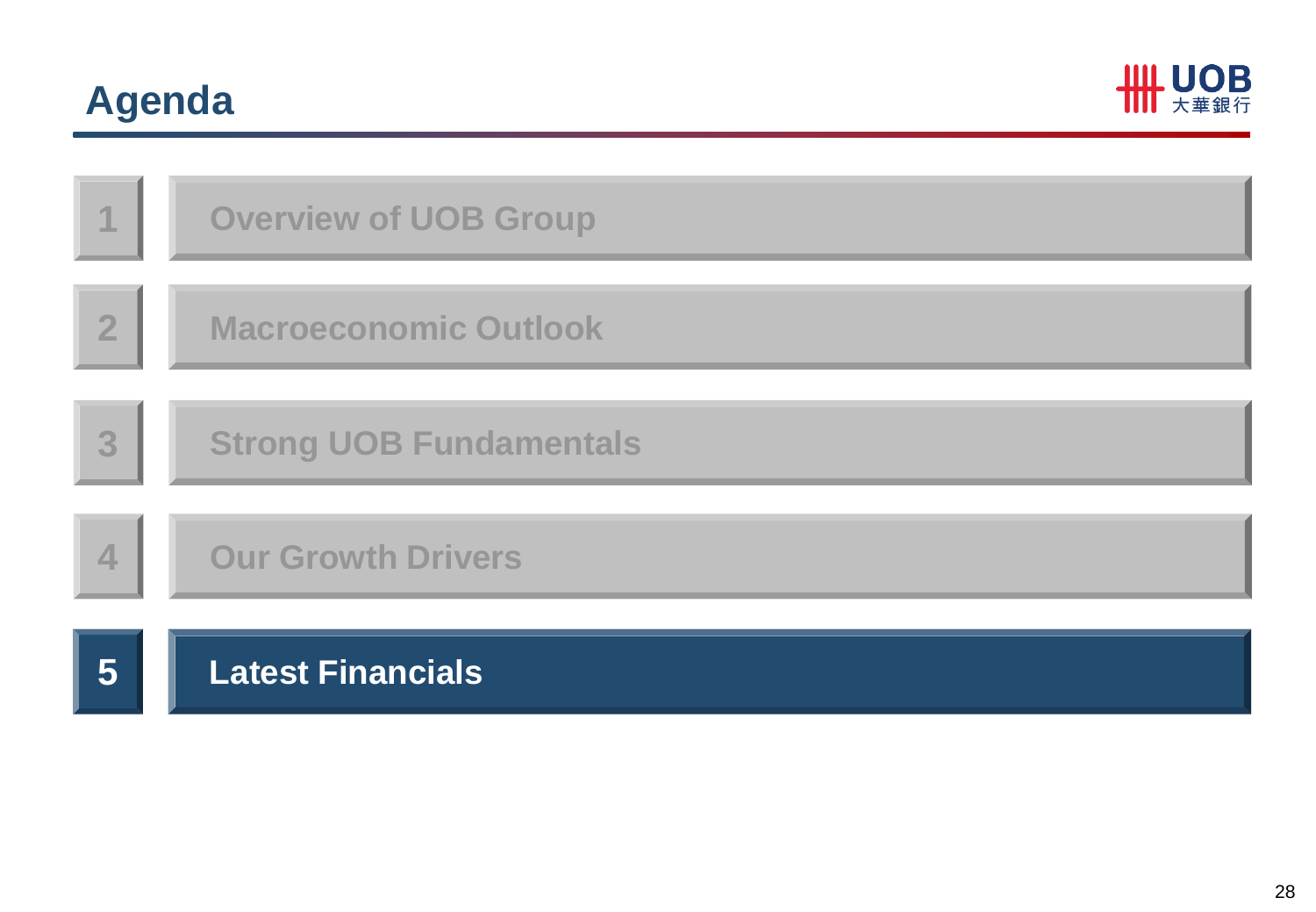# Agenda

1. Overview of UOB Group
2. Macroeconomic Outlook
3. Strong UOB Fundamentals
4. Our Growth Drivers
5. **Latest Financials**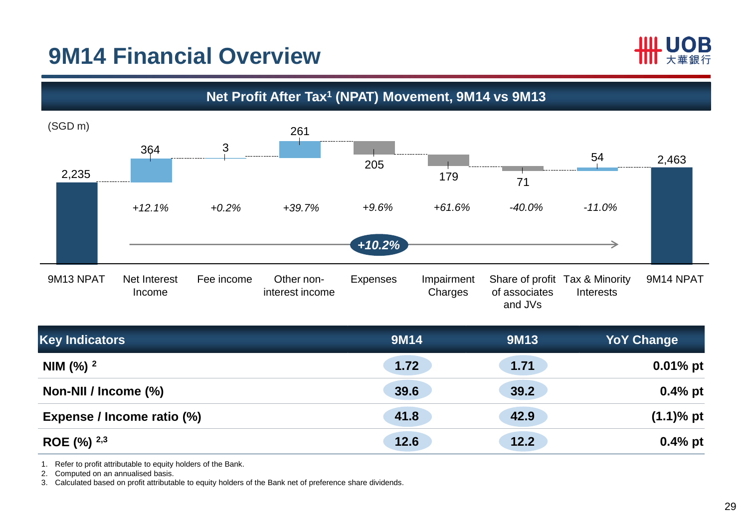# 9M14 Financial Overview

## Net Profit After Tax[1] (NPAT) Movement, 9M14 vs 9M13

(SGD m)

| | 9M13 NPAT | Net Interest Income | Fee income | Other non-interest income | Expenses | Impairment Charges | Share of profit of associates and JVs | Tax & Minority Interests | 9M14 NPAT |
|---|---|---|---|---|---|---|---|---|---|
| Amount | 2,235 | 364 | 3 | 261 | 205 | 179 | 71 | 54 | 2,463 |
| YoY change | | *+12.1%* | *+0.2%* | *+39.7%* | *+9.6%* | *+61.6%* | *-40.0%* | *-11.0%* | |

***+10.2%***

| Key Indicators | 9M14 | 9M13 | YoY Change |
|---|---|---|---|
| NIM (%) [2] | 1.72 | 1.71 | 0.01% pt |
| Non-NII / Income (%) | 39.6 | 39.2 | 0.4% pt |
| Expense / Income ratio (%) | 41.8 | 42.9 | (1.1)% pt |
| ROE (%) [2,3] | 12.6 | 12.2 | 0.4% pt |

1. Refer to profit attributable to equity holders of the Bank.
2. Computed on an annualised basis.
3. Calculated based on profit attributable to equity holders of the Bank net of preference share dividends.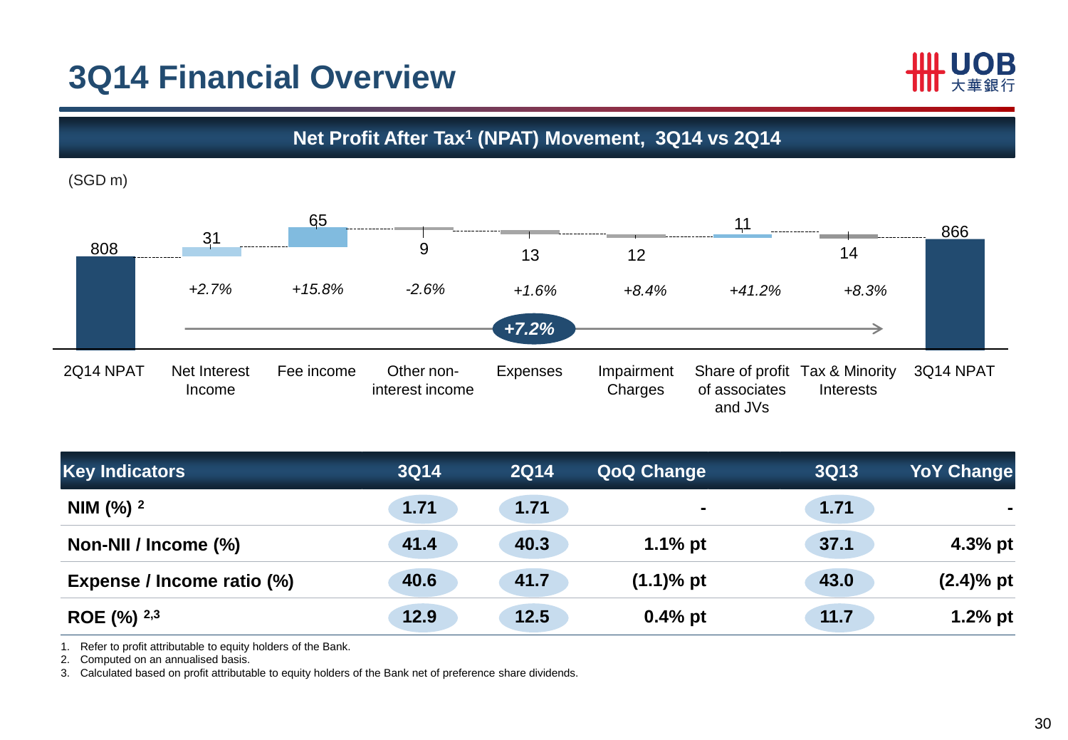# 3Q14 Financial Overview

## Net Profit After Tax[1] (NPAT) Movement, 3Q14 vs 2Q14

(SGD m)

| | 2Q14 NPAT | Net Interest Income | Fee income | Other non-interest income | Expenses | Impairment Charges | Share of profit of associates and JVs | Tax & Minority Interests | 3Q14 NPAT |
|---|---|---|---|---|---|---|---|---|---|
| Value | 808 | 31 | 65 | 9 | 13 | 12 | 11 | 14 | 866 |
| Change | | +2.7% | +15.8% | -2.6% | +1.6% | +8.4% | +41.2% | +8.3% | |

Overall change: +7.2%

| Key Indicators | 3Q14 | 2Q14 | QoQ Change | 3Q13 | YoY Change |
|---|---|---|---|---|---|
| NIM (%) [2] | 1.71 | 1.71 | - | 1.71 | - |
| Non-NII / Income (%) | 41.4 | 40.3 | 1.1% pt | 37.1 | 4.3% pt |
| Expense / Income ratio (%) | 40.6 | 41.7 | (1.1)% pt | 43.0 | (2.4)% pt |
| ROE (%) [2,3] | 12.9 | 12.5 | 0.4% pt | 11.7 | 1.2% pt |

1. Refer to profit attributable to equity holders of the Bank.
2. Computed on an annualised basis.
3. Calculated based on profit attributable to equity holders of the Bank net of preference share dividends.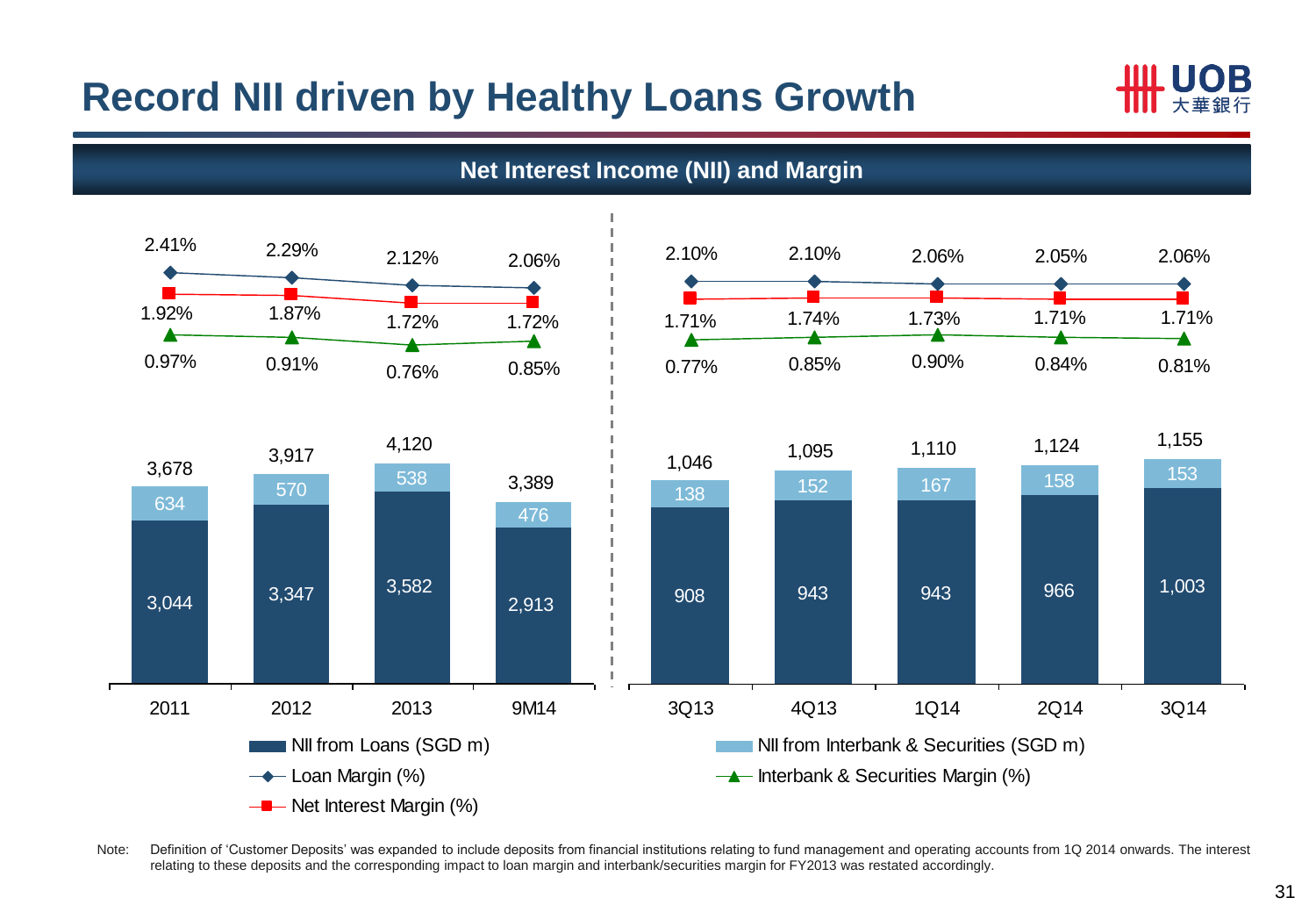# Record NII driven by Healthy Loans Growth

## Net Interest Income (NII) and Margin

| | 2011 | 2012 | 2013 | 9M14 | 3Q13 | 4Q13 | 1Q14 | 2Q14 | 3Q14 |
|---|---|---|---|---|---|---|---|---|---|
| Loan Margin (%) | 2.41% | 2.29% | 2.12% | 2.06% | 2.10% | 2.10% | 2.06% | 2.05% | 2.06% |
| Net Interest Margin (%) | 1.92% | 1.87% | 1.72% | 1.72% | 1.71% | 1.74% | 1.73% | 1.71% | 1.71% |
| Interbank & Securities Margin (%) | 0.97% | 0.91% | 0.76% | 0.85% | 0.77% | 0.85% | 0.90% | 0.84% | 0.81% |
| NII from Interbank & Securities (SGD m) | 634 | 570 | 538 | 476 | 138 | 152 | 167 | 158 | 153 |
| NII from Loans (SGD m) | 3,044 | 3,347 | 3,582 | 2,913 | 908 | 943 | 943 | 966 | 1,003 |
| Total NII (SGD m) | 3,678 | 3,917 | 4,120 | 3,389 | 1,046 | 1,095 | 1,110 | 1,124 | 1,155 |

Note: Definition of 'Customer Deposits' was expanded to include deposits from financial institutions relating to fund management and operating accounts from 1Q 2014 onwards. The interest relating to these deposits and the corresponding impact to loan margin and interbank/securities margin for FY2013 was restated accordingly.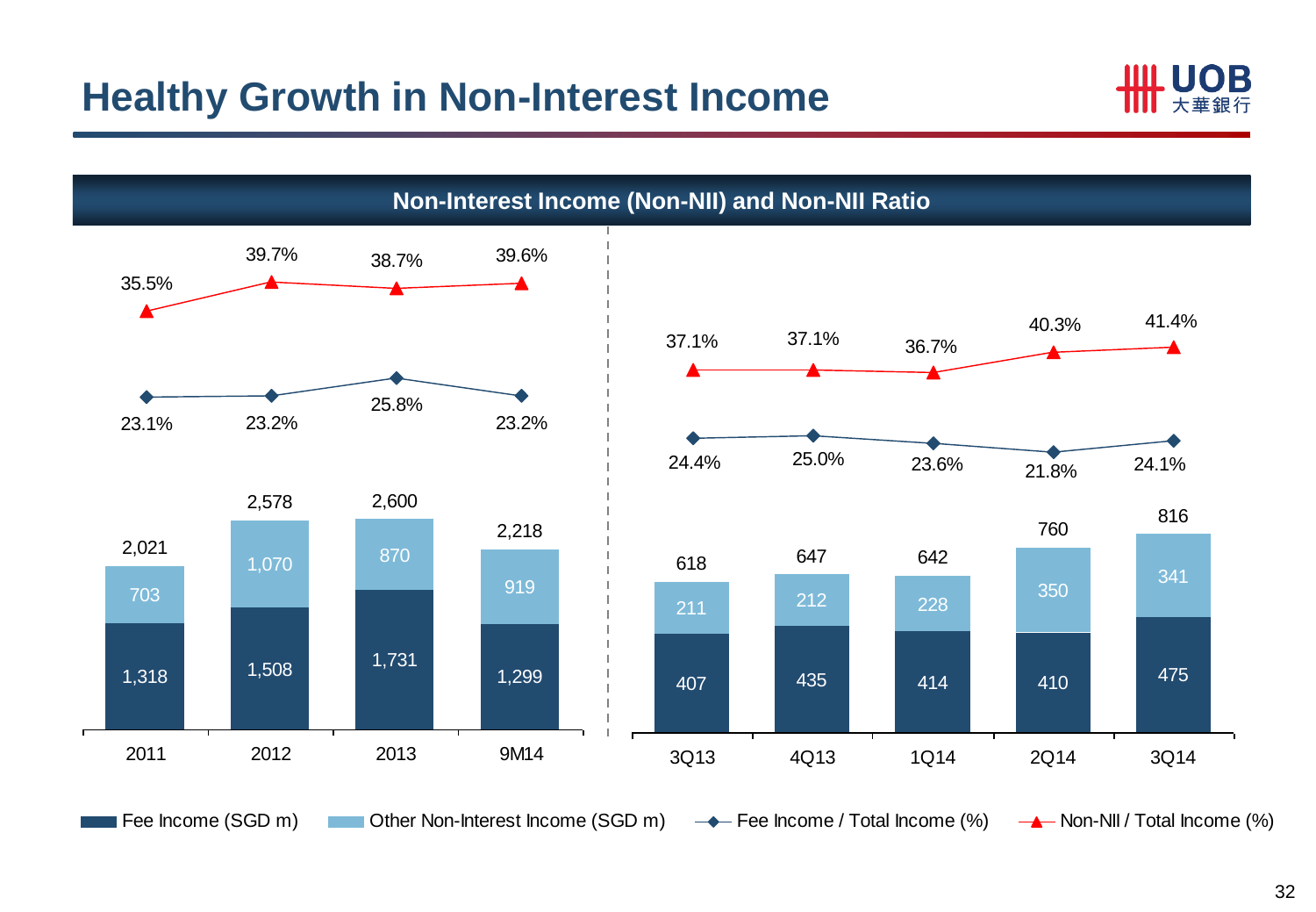# Healthy Growth in Non-Interest Income

## Non-Interest Income (Non-NII) and Non-NII Ratio

| | 2011 | 2012 | 2013 | 9M14 |
|---|---|---|---|---|
| Fee Income (SGD m) | 1,318 | 1,508 | 1,731 | 1,299 |
| Other Non-Interest Income (SGD m) | 703 | 1,070 | 870 | 919 |
| Total (SGD m) | 2,021 | 2,578 | 2,600 | 2,218 |
| Fee Income / Total Income (%) | 23.1% | 23.2% | 25.8% | 23.2% |
| Non-NII / Total Income (%) | 35.5% | 39.7% | 38.7% | 39.6% |

| | 3Q13 | 4Q13 | 1Q14 | 2Q14 | 3Q14 |
|---|---|---|---|---|---|
| Fee Income (SGD m) | 407 | 435 | 414 | 410 | 475 |
| Other Non-Interest Income (SGD m) | 211 | 212 | 228 | 350 | 341 |
| Total (SGD m) | 618 | 647 | 642 | 760 | 816 |
| Fee Income / Total Income (%) | 24.4% | 25.0% | 23.6% | 21.8% | 24.1% |
| Non-NII / Total Income (%) | 37.1% | 37.1% | 36.7% | 40.3% | 41.4% |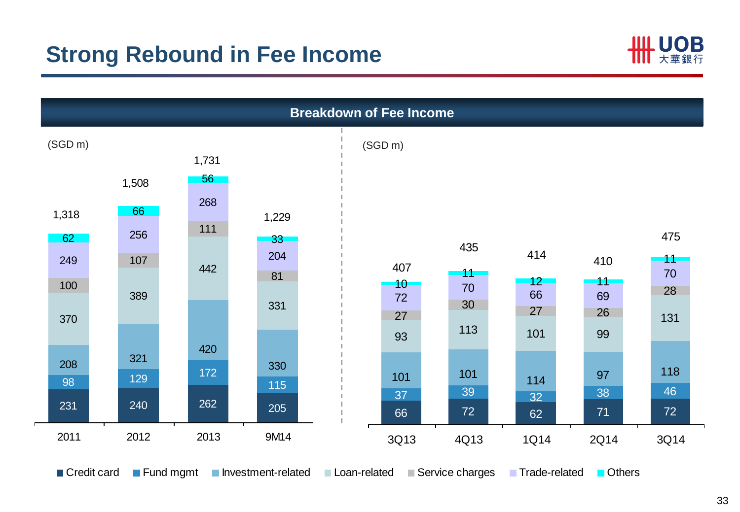# Strong Rebound in Fee Income

## Breakdown of Fee Income

(SGD m)

| | 2011 | 2012 | 2013 | 9M14 |
|---|---|---|---|---|
| Credit card | 231 | 240 | 262 | 205 |
| Fund mgmt | 98 | 129 | 172 | 115 |
| Investment-related | 208 | 321 | 420 | 330 |
| Loan-related | 370 | 389 | 442 | 331 |
| Service charges | 100 | 107 | 111 | 81 |
| Trade-related | 249 | 256 | 268 | 204 |
| Others | 62 | 66 | 56 | 33 |
| Total | 1,318 | 1,508 | 1,731 | 1,229 |

(SGD m)

| | 3Q13 | 4Q13 | 1Q14 | 2Q14 | 3Q14 |
|---|---|---|---|---|---|
| Credit card | 66 | 72 | 62 | 71 | 72 |
| Fund mgmt | 37 | 39 | 32 | 38 | 46 |
| Investment-related | 101 | 101 | 114 | 97 | 118 |
| Loan-related | 93 | 113 | 101 | 99 | 131 |
| Service charges | 27 | 30 | 27 | 26 | 28 |
| Trade-related | 72 | 70 | 66 | 69 | 70 |
| Others | 10 | 11 | 12 | 11 | 11 |
| Total | 407 | 435 | 414 | 410 | 475 |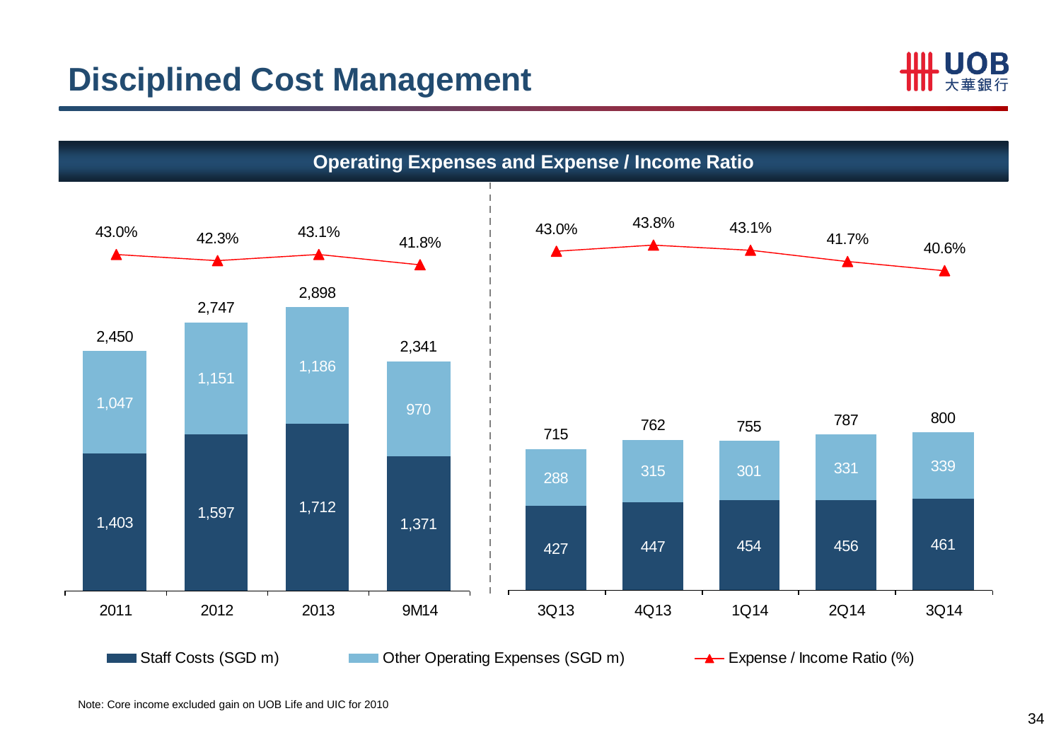# Disciplined Cost Management

## Operating Expenses and Expense / Income Ratio

| Period | Staff Costs (SGD m) | Other Operating Expenses (SGD m) | Total (SGD m) | Expense / Income Ratio (%) |
|---|---|---|---|---|
| 2011 | 1,403 | 1,047 | 2,450 | 43.0% |
| 2012 | 1,597 | 1,151 | 2,747 | 42.3% |
| 2013 | 1,712 | 1,186 | 2,898 | 43.1% |
| 9M14 | 1,371 | 970 | 2,341 | 41.8% |
| 3Q13 | 427 | 288 | 715 | 43.0% |
| 4Q13 | 447 | 315 | 762 | 43.8% |
| 1Q14 | 454 | 301 | 755 | 43.1% |
| 2Q14 | 456 | 331 | 787 | 41.7% |
| 3Q14 | 461 | 339 | 800 | 40.6% |

Note: Core income excluded gain on UOB Life and UIC for 2010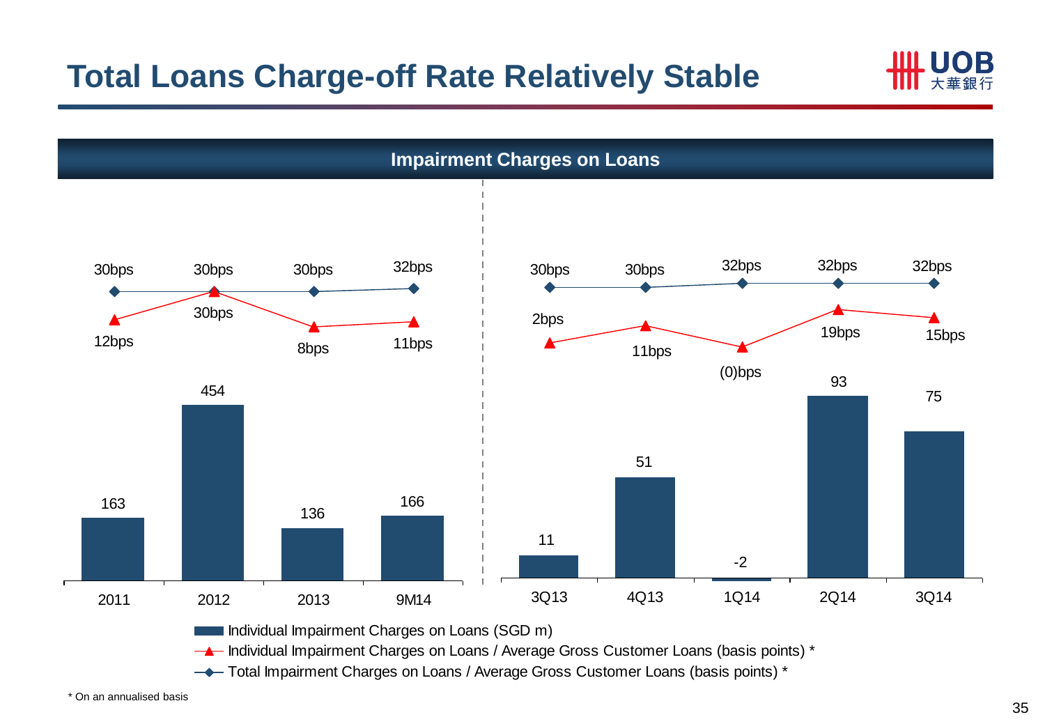# Total Loans Charge-off Rate Relatively Stable

## Impairment Charges on Loans

| | 2011 | 2012 | 2013 | 9M14 |
|---|---|---|---|---|
| Individual Impairment Charges on Loans (SGD m) | 163 | 454 | 136 | 166 |
| Individual Impairment Charges on Loans / Average Gross Customer Loans (basis points) * | 12bps | 30bps | 8bps | 11bps |
| Total Impairment Charges on Loans / Average Gross Customer Loans (basis points) * | 30bps | 30bps | 30bps | 32bps |

| | 3Q13 | 4Q13 | 1Q14 | 2Q14 | 3Q14 |
|---|---|---|---|---|---|
| Individual Impairment Charges on Loans (SGD m) | 11 | 51 | -2 | 93 | 75 |
| Individual Impairment Charges on Loans / Average Gross Customer Loans (basis points) * | 2bps | 11bps | (0)bps | 19bps | 15bps |
| Total Impairment Charges on Loans / Average Gross Customer Loans (basis points) * | 30bps | 30bps | 32bps | 32bps | 32bps |

\* On an annualised basis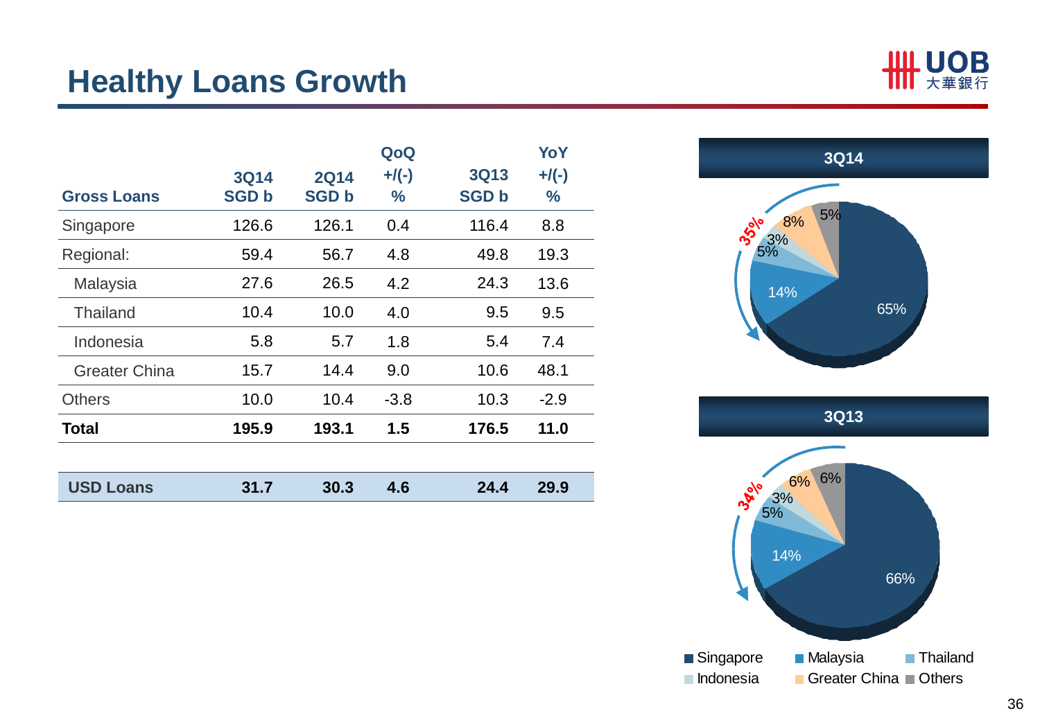# Healthy Loans Growth

| Gross Loans | 3Q14 SGD b | 2Q14 SGD b | QoQ +/(-) % | 3Q13 SGD b | YoY +/(-) % |
|---|---|---|---|---|---|
| Singapore | 126.6 | 126.1 | 0.4 | 116.4 | 8.8 |
| Regional: | 59.4 | 56.7 | 4.8 | 49.8 | 19.3 |
| Malaysia | 27.6 | 26.5 | 4.2 | 24.3 | 13.6 |
| Thailand | 10.4 | 10.0 | 4.0 | 9.5 | 9.5 |
| Indonesia | 5.8 | 5.7 | 1.8 | 5.4 | 7.4 |
| Greater China | 15.7 | 14.4 | 9.0 | 10.6 | 48.1 |
| Others | 10.0 | 10.4 | -3.8 | 10.3 | -2.9 |
| **Total** | **195.9** | **193.1** | **1.5** | **176.5** | **11.0** |

| USD Loans | 31.7 | 30.3 | 4.6 | 24.4 | 29.9 |
|---|---|---|---|---|---|

**3Q14**

- Singapore: 65%
- Malaysia: 14%
- Thailand: 5%
- Indonesia: 3%
- Greater China: 8%
- Others: 5%
- Regional: 35%

**3Q13**

- Singapore: 66%
- Malaysia: 14%
- Thailand: 5%
- Indonesia: 3%
- Greater China: 6%
- Others: 6%
- Regional: 34%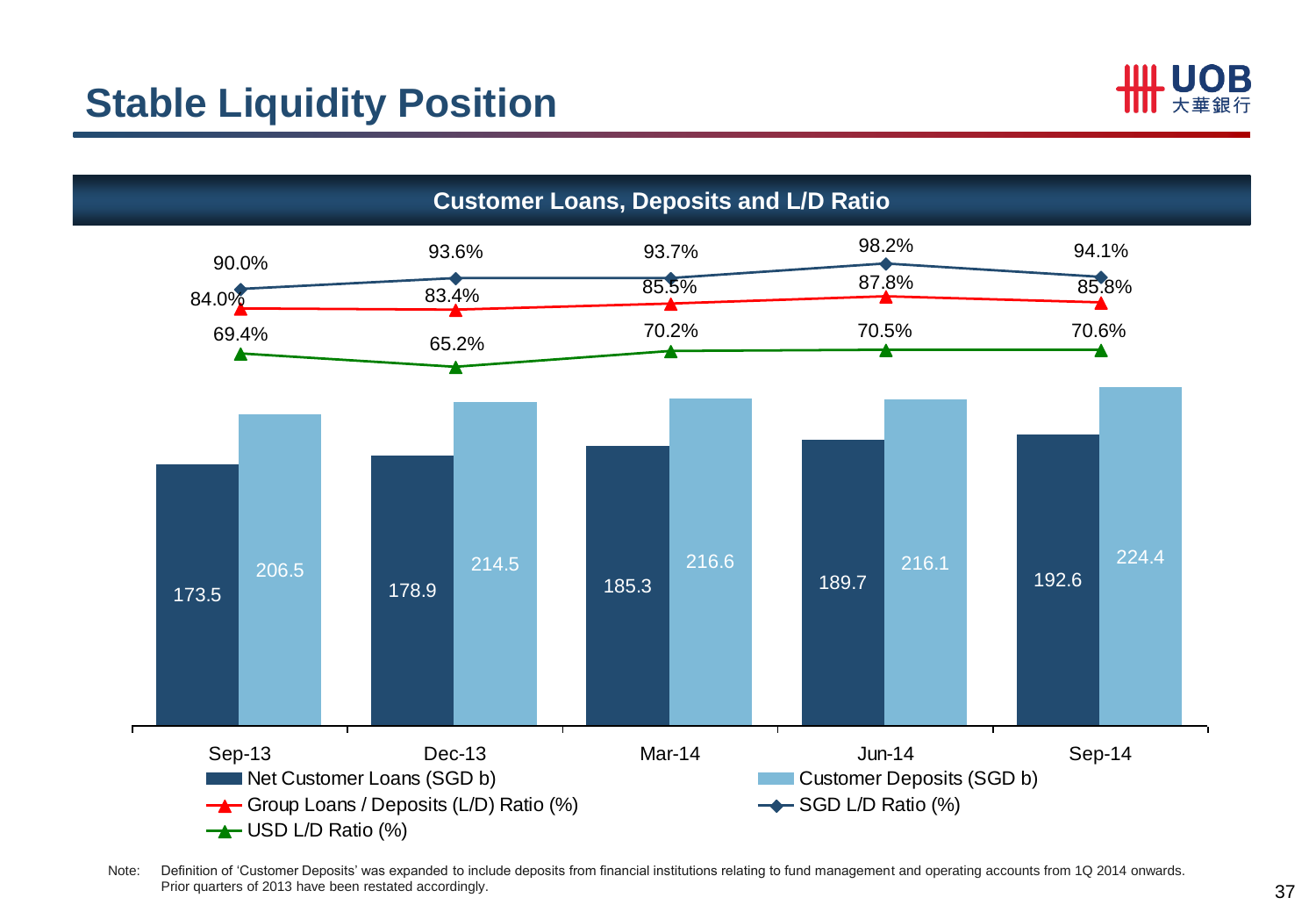# Stable Liquidity Position

## Customer Loans, Deposits and L/D Ratio

| | Sep-13 | Dec-13 | Mar-14 | Jun-14 | Sep-14 |
|---|---|---|---|---|---|
| Net Customer Loans (SGD b) | 173.5 | 178.9 | 185.3 | 189.7 | 192.6 |
| Customer Deposits (SGD b) | 206.5 | 214.5 | 216.6 | 216.1 | 224.4 |
| Group Loans / Deposits (L/D) Ratio (%) | 84.0% | 83.4% | 85.5% | 87.8% | 85.8% |
| SGD L/D Ratio (%) | 90.0% | 93.6% | 93.7% | 98.2% | 94.1% |
| USD L/D Ratio (%) | 69.4% | 65.2% | 70.2% | 70.5% | 70.6% |

Note: Definition of 'Customer Deposits' was expanded to include deposits from financial institutions relating to fund management and operating accounts from 1Q 2014 onwards. Prior quarters of 2013 have been restated accordingly.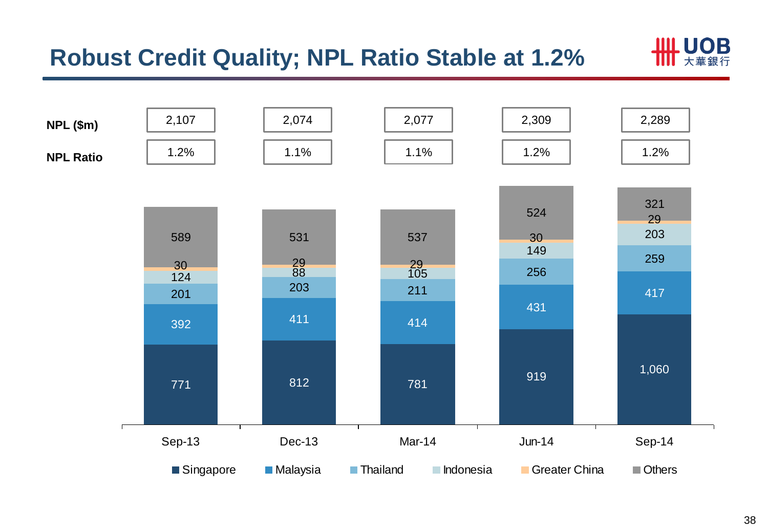# Robust Credit Quality; NPL Ratio Stable at 1.2%

| | Sep-13 | Dec-13 | Mar-14 | Jun-14 | Sep-14 |
|---|---|---|---|---|---|
| NPL ($m) | 2,107 | 2,074 | 2,077 | 2,309 | 2,289 |
| NPL Ratio | 1.2% | 1.1% | 1.1% | 1.2% | 1.2% |

| | Sep-13 | Dec-13 | Mar-14 | Jun-14 | Sep-14 |
|---|---|---|---|---|---|
| Singapore | 771 | 812 | 781 | 919 | 1,060 |
| Malaysia | 392 | 411 | 414 | 431 | 417 |
| Thailand | 201 | 203 | 211 | 256 | 259 |
| Indonesia | 124 | 88 | 105 | 149 | 203 |
| Greater China | 30 | 29 | 29 | 30 | 29 |
| Others | 589 | 531 | 537 | 524 | 321 |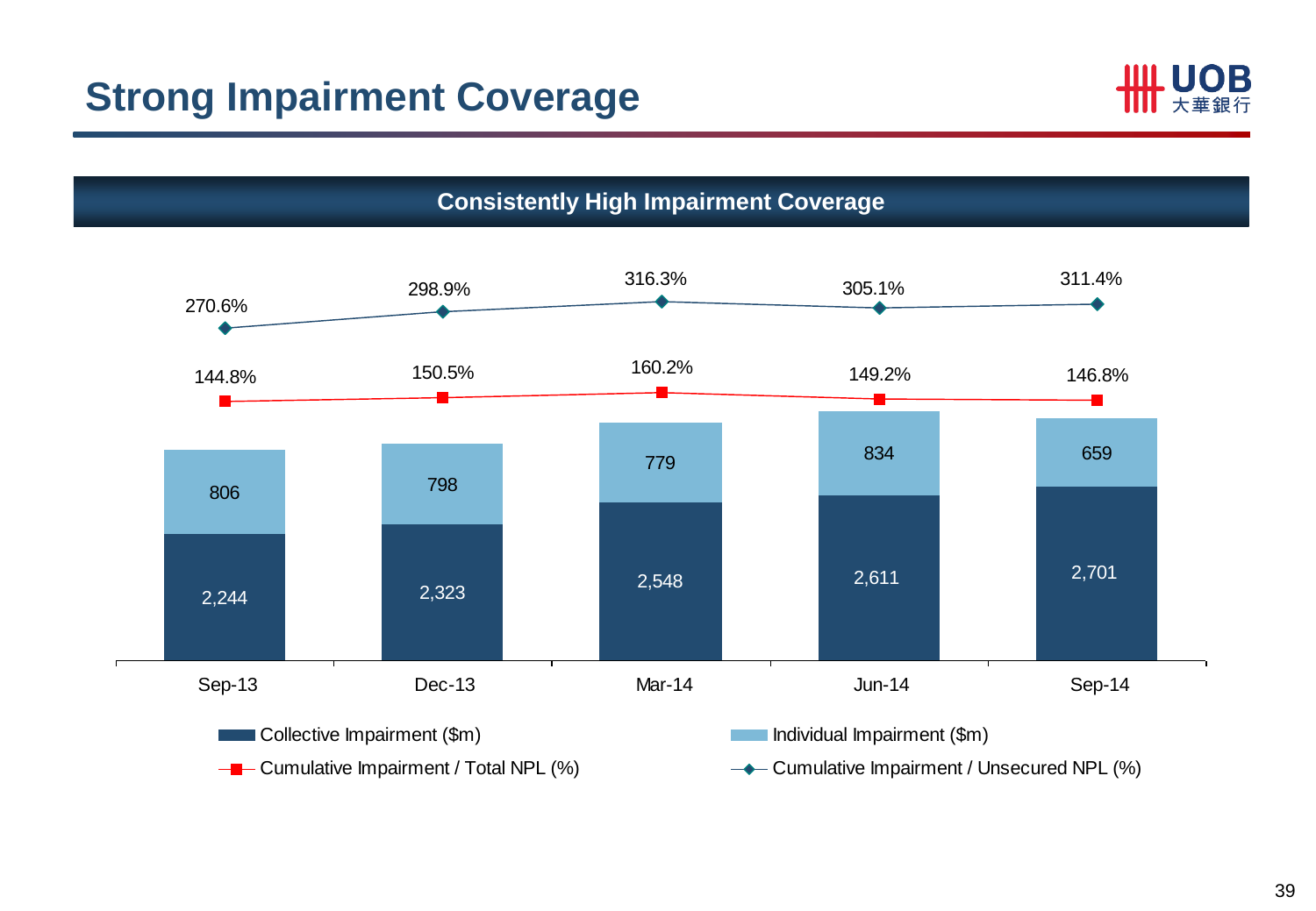# Strong Impairment Coverage

## Consistently High Impairment Coverage

| | Sep-13 | Dec-13 | Mar-14 | Jun-14 | Sep-14 |
|---|---|---|---|---|---|
| Collective Impairment ($m) | 2,244 | 2,323 | 2,548 | 2,611 | 2,701 |
| Individual Impairment ($m) | 806 | 798 | 779 | 834 | 659 |
| Cumulative Impairment / Total NPL (%) | 144.8% | 150.5% | 160.2% | 149.2% | 146.8% |
| Cumulative Impairment / Unsecured NPL (%) | 270.6% | 298.9% | 316.3% | 305.1% | 311.4% |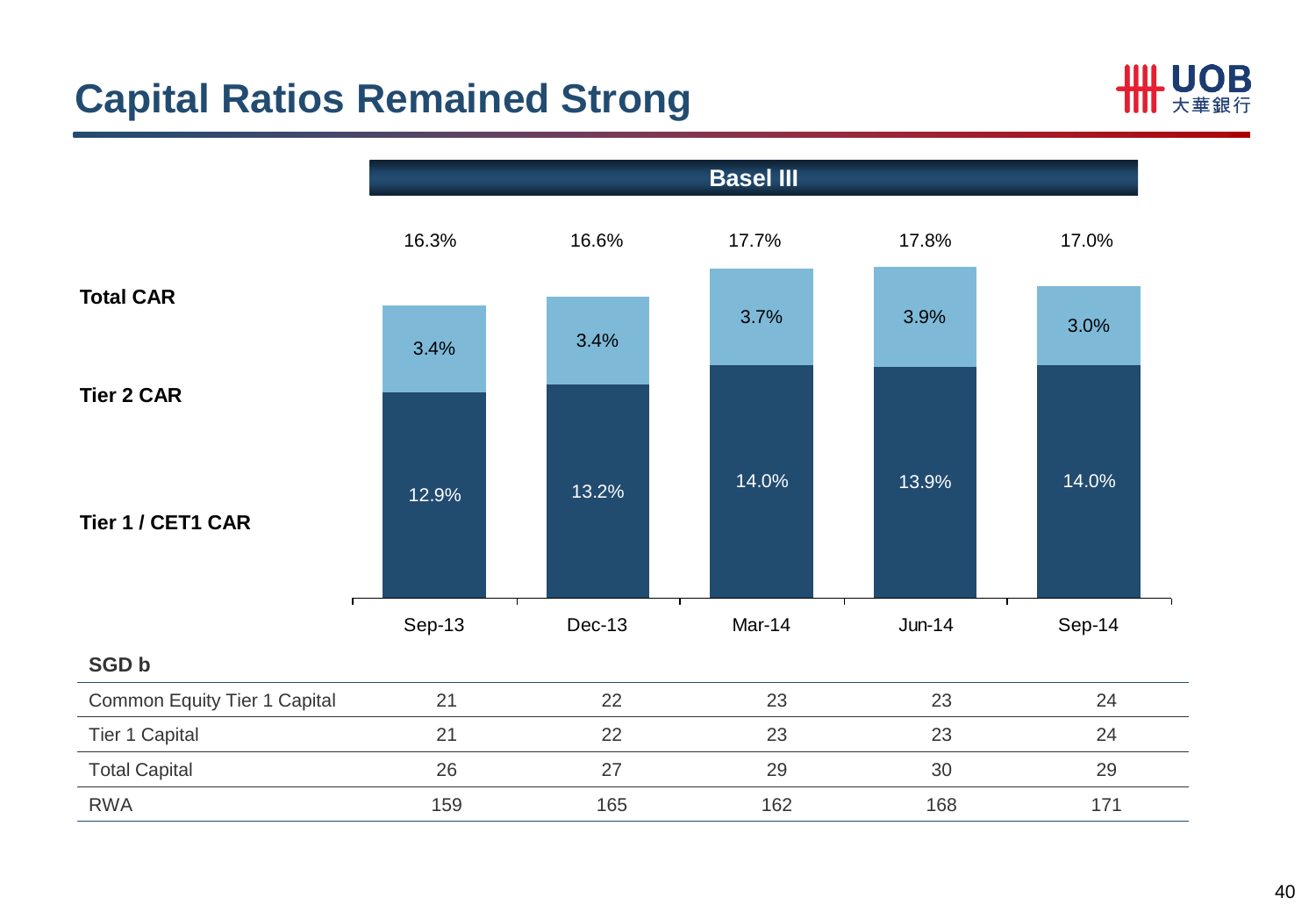# Capital Ratios Remained Strong

**Basel III**

| | Sep-13 | Dec-13 | Mar-14 | Jun-14 | Sep-14 |
|---|---|---|---|---|---|
| **Total CAR** | 16.3% | 16.6% | 17.7% | 17.8% | 17.0% |
| **Tier 2 CAR** | 3.4% | 3.4% | 3.7% | 3.9% | 3.0% |
| **Tier 1 / CET1 CAR** | 12.9% | 13.2% | 14.0% | 13.9% | 14.0% |

| **SGD b** | Sep-13 | Dec-13 | Mar-14 | Jun-14 | Sep-14 |
|---|---|---|---|---|---|
| Common Equity Tier 1 Capital | 21 | 22 | 23 | 23 | 24 |
| Tier 1 Capital | 21 | 22 | 23 | 23 | 24 |
| Total Capital | 26 | 27 | 29 | 30 | 29 |
| RWA | 159 | 165 | 162 | 168 | 171 |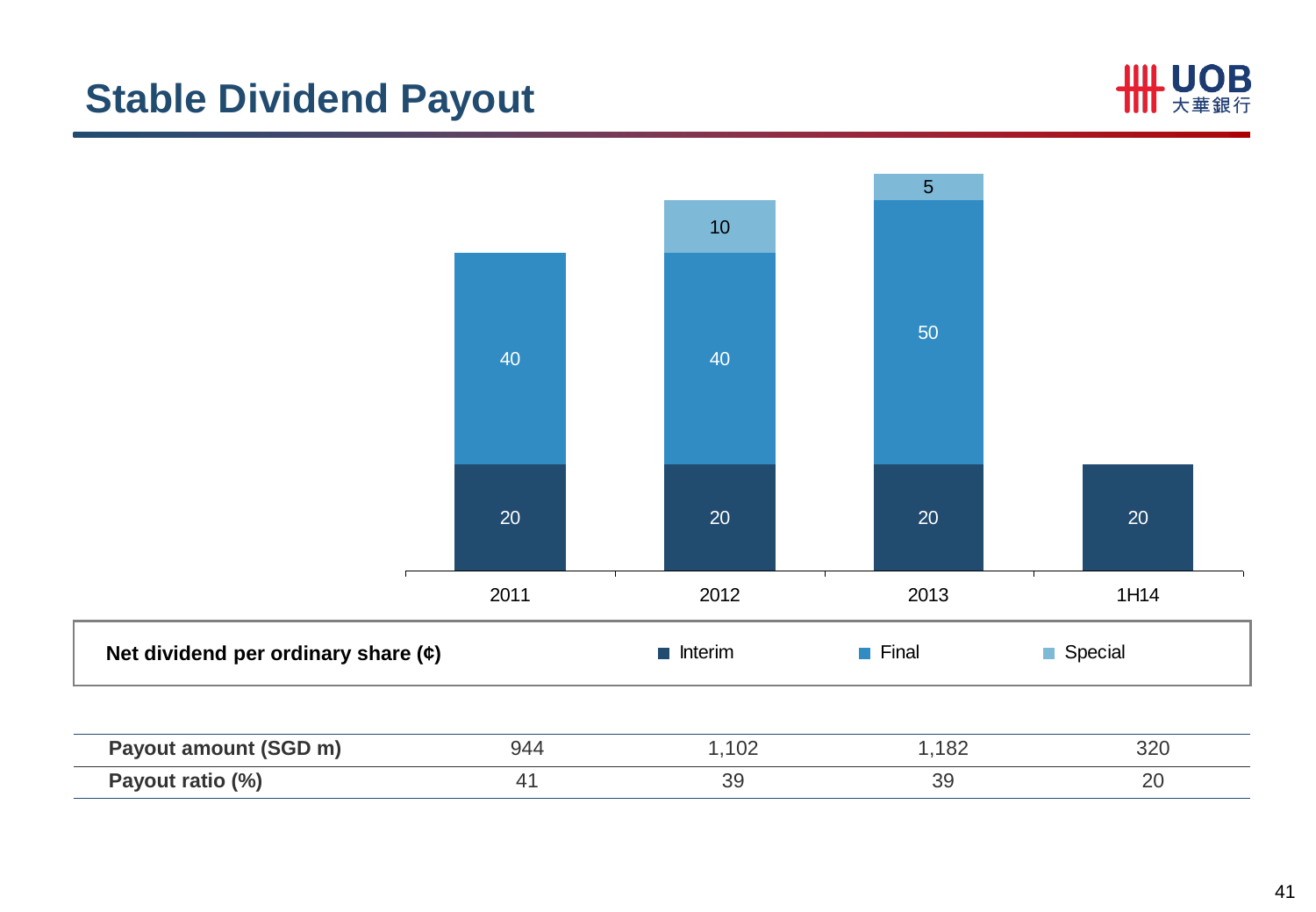# Stable Dividend Payout

5

10

40

40

50

20

20

20

20

2011

2012

2013

1H14

Net dividend per ordinary share (¢)

Interim

Final

Special

| | 2011 | 2012 | 2013 | 1H14 |
|---|---|---|---|---|
| **Payout amount (SGD m)** | 944 | 1,102 | 1,182 | 320 |
| **Payout ratio (%)** | 41 | 39 | 39 | 20 |